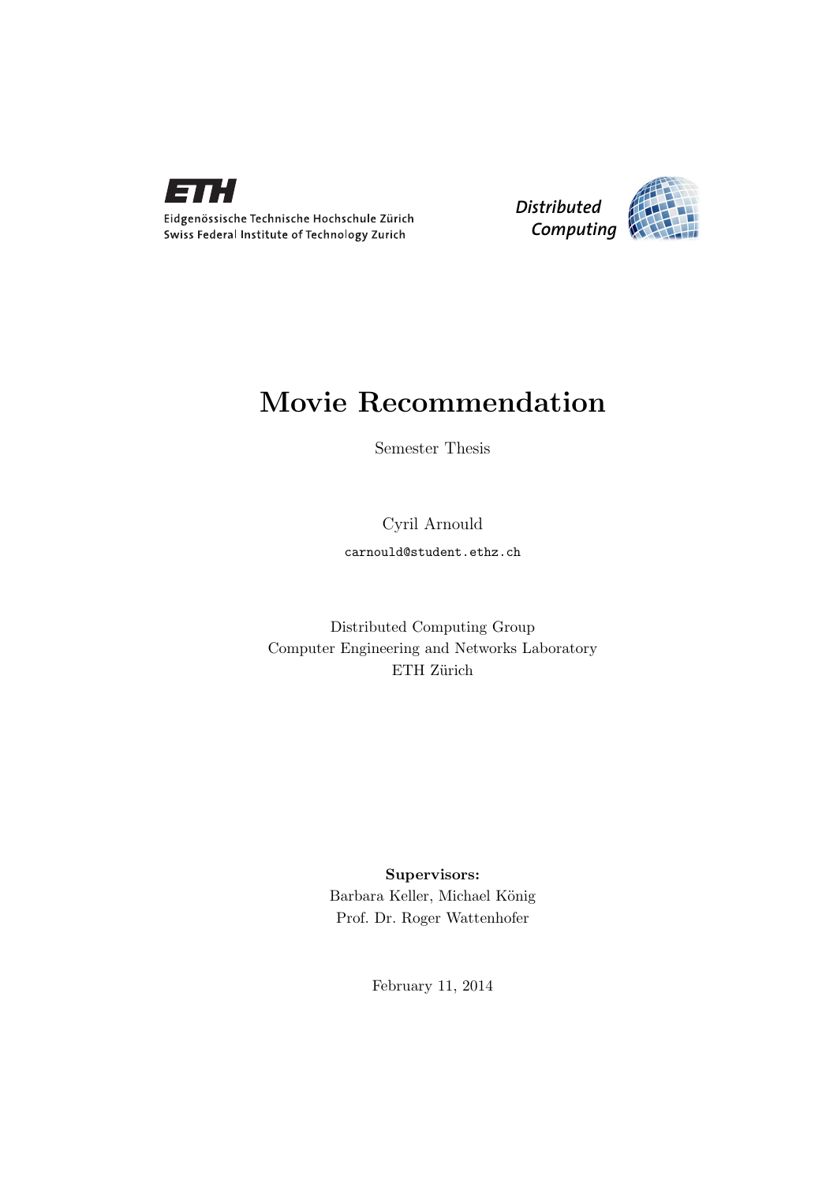ETH

Eidgenössische Technische Hochschule Zürich
Swiss Federal Institute of Technology Zurich

*Distributed Computing*

# Movie Recommendation

Semester Thesis

Cyril Arnould

carnould@student.ethz.ch

Distributed Computing Group
Computer Engineering and Networks Laboratory
ETH Zürich

**Supervisors:**
Barbara Keller, Michael König
Prof. Dr. Roger Wattenhofer

February 11, 2014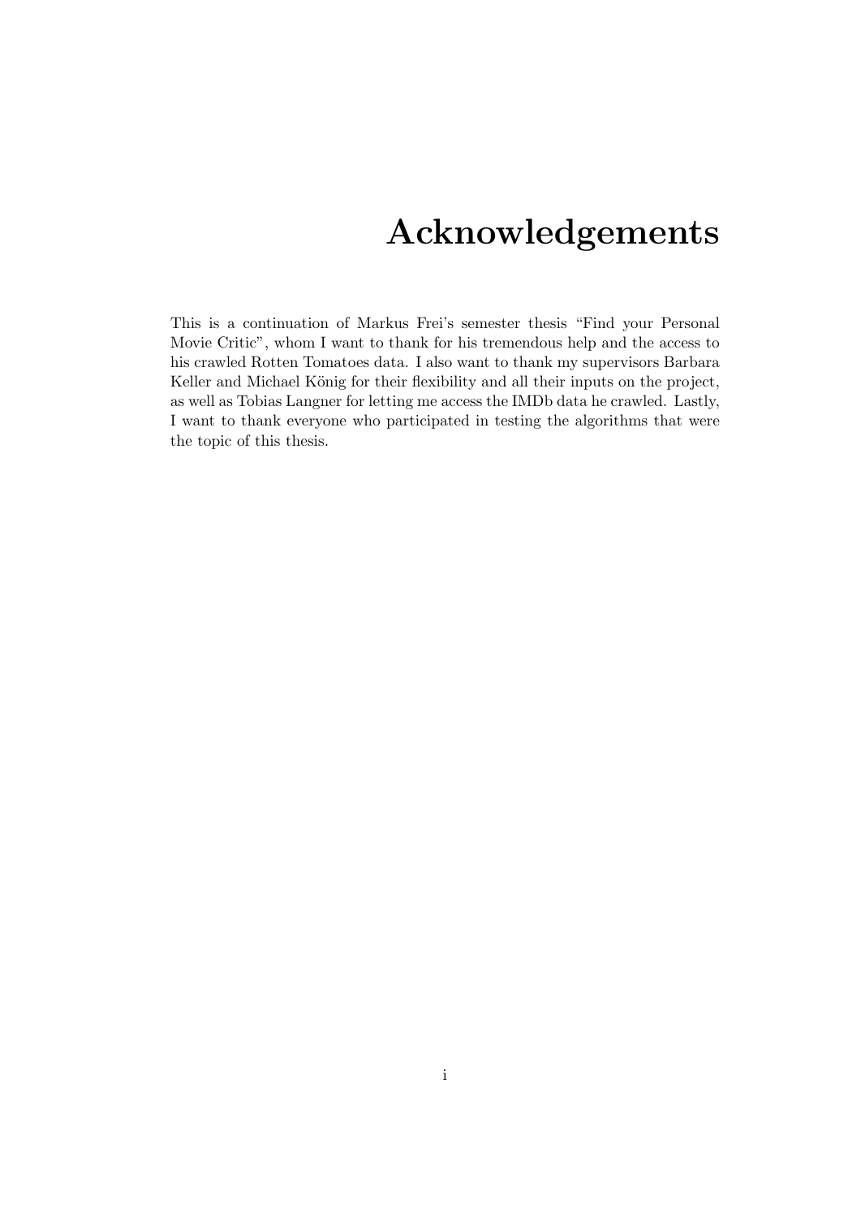# Acknowledgements

This is a continuation of Markus Frei's semester thesis "Find your Personal Movie Critic", whom I want to thank for his tremendous help and the access to his crawled Rotten Tomatoes data. I also want to thank my supervisors Barbara Keller and Michael König for their flexibility and all their inputs on the project, as well as Tobias Langner for letting me access the IMDb data he crawled. Lastly, I want to thank everyone who participated in testing the algorithms that were the topic of this thesis.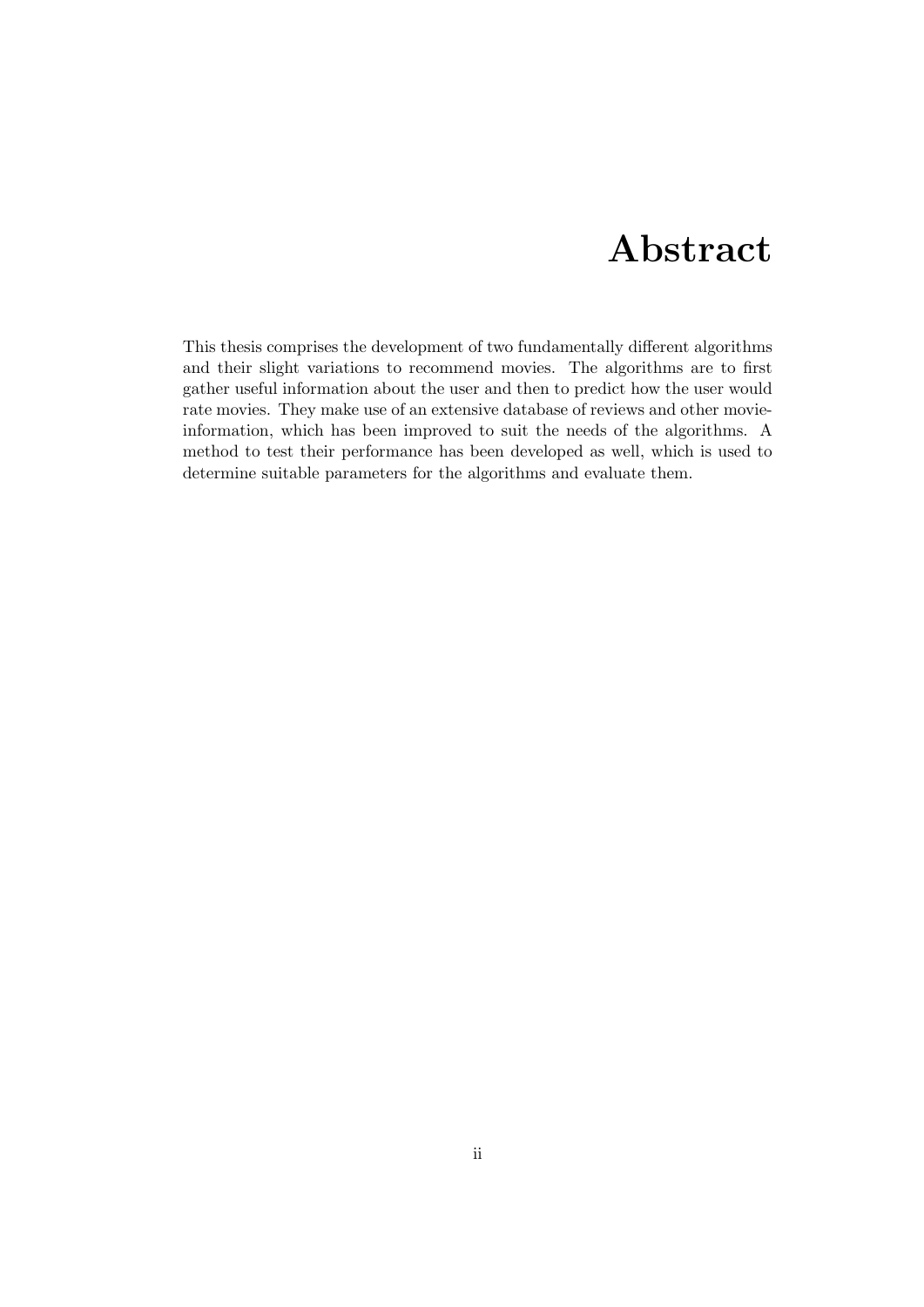# Abstract

This thesis comprises the development of two fundamentally different algorithms and their slight variations to recommend movies. The algorithms are to first gather useful information about the user and then to predict how the user would rate movies. They make use of an extensive database of reviews and other movie-information, which has been improved to suit the needs of the algorithms. A method to test their performance has been developed as well, which is used to determine suitable parameters for the algorithms and evaluate them.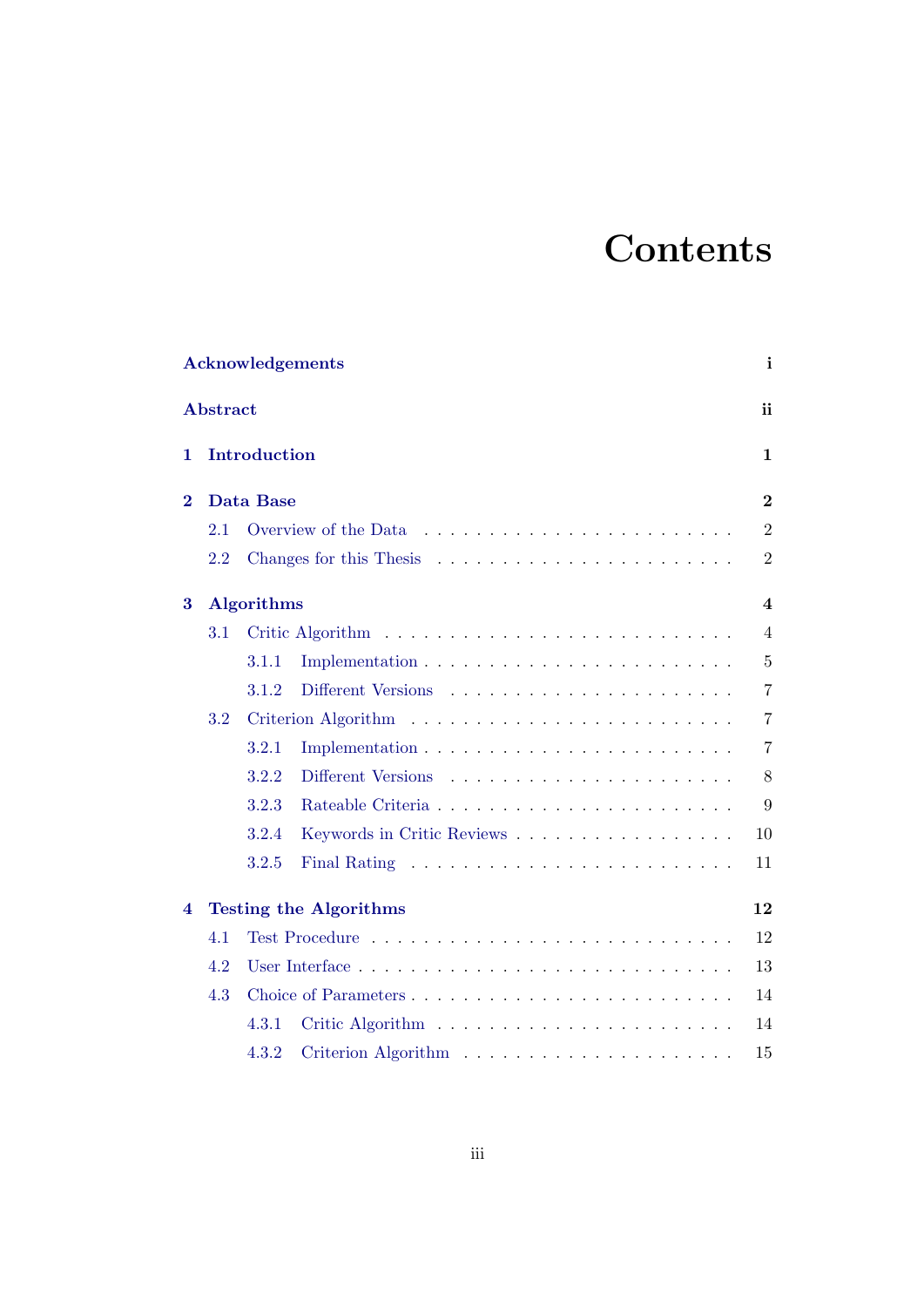# Contents

**Acknowledgements** **i**

**Abstract** **ii**

**1 Introduction** **1**

**2 Data Base** **2**

- 2.1 Overview of the Data . . . 2
- 2.2 Changes for this Thesis . . . 2

**3 Algorithms** **4**

- 3.1 Critic Algorithm . . . 4
  - 3.1.1 Implementation . . . 5
  - 3.1.2 Different Versions . . . 7
- 3.2 Criterion Algorithm . . . 7
  - 3.2.1 Implementation . . . 7
  - 3.2.2 Different Versions . . . 8
  - 3.2.3 Rateable Criteria . . . 9
  - 3.2.4 Keywords in Critic Reviews . . . 10
  - 3.2.5 Final Rating . . . 11

**4 Testing the Algorithms** **12**

- 4.1 Test Procedure . . . 12
- 4.2 User Interface . . . 13
- 4.3 Choice of Parameters . . . 14
  - 4.3.1 Critic Algorithm . . . 14
  - 4.3.2 Criterion Algorithm . . . 15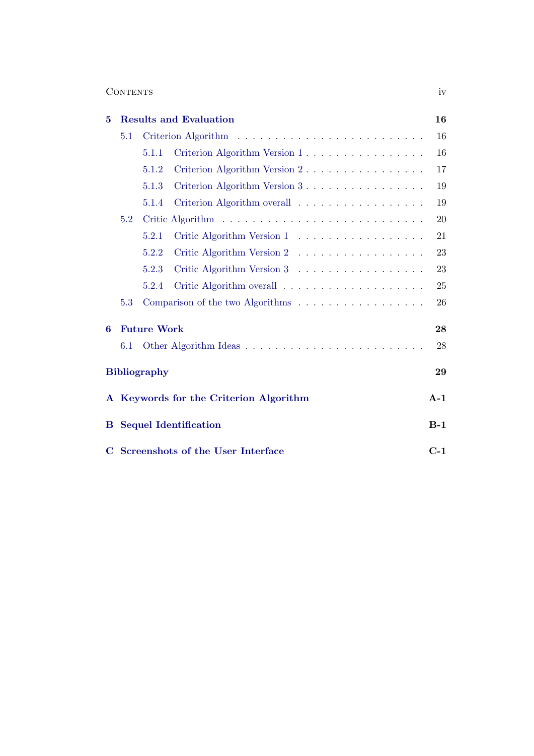| | | |
|---|---|---|
| **5** | **Results and Evaluation** | **16** |
| 5.1 | Criterion Algorithm | 16 |
| 5.1.1 | Criterion Algorithm Version 1 | 16 |
| 5.1.2 | Criterion Algorithm Version 2 | 17 |
| 5.1.3 | Criterion Algorithm Version 3 | 19 |
| 5.1.4 | Criterion Algorithm overall | 19 |
| 5.2 | Critic Algorithm | 20 |
| 5.2.1 | Critic Algorithm Version 1 | 21 |
| 5.2.2 | Critic Algorithm Version 2 | 23 |
| 5.2.3 | Critic Algorithm Version 3 | 23 |
| 5.2.4 | Critic Algorithm overall | 25 |
| 5.3 | Comparison of the two Algorithms | 26 |
| **6** | **Future Work** | **28** |
| 6.1 | Other Algorithm Ideas | 28 |
| | **Bibliography** | **29** |
| **A** | **Keywords for the Criterion Algorithm** | **A-1** |
| **B** | **Sequel Identification** | **B-1** |
| **C** | **Screenshots of the User Interface** | **C-1** |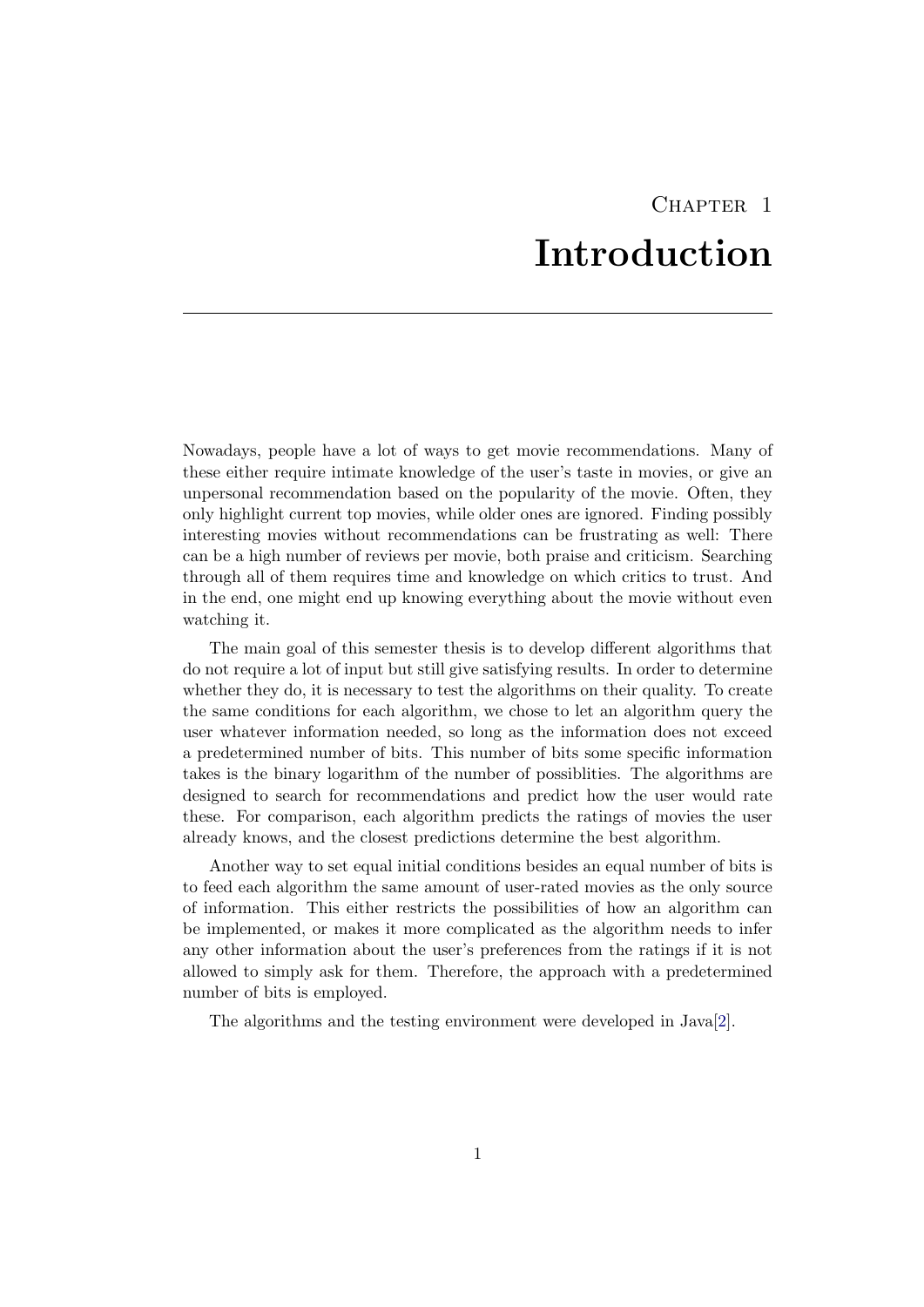# Chapter 1
# Introduction

Nowadays, people have a lot of ways to get movie recommendations. Many of these either require intimate knowledge of the user's taste in movies, or give an unpersonal recommendation based on the popularity of the movie. Often, they only highlight current top movies, while older ones are ignored. Finding possibly interesting movies without recommendations can be frustrating as well: There can be a high number of reviews per movie, both praise and criticism. Searching through all of them requires time and knowledge on which critics to trust. And in the end, one might end up knowing everything about the movie without even watching it.

The main goal of this semester thesis is to develop different algorithms that do not require a lot of input but still give satisfying results. In order to determine whether they do, it is necessary to test the algorithms on their quality. To create the same conditions for each algorithm, we chose to let an algorithm query the user whatever information needed, so long as the information does not exceed a predetermined number of bits. This number of bits some specific information takes is the binary logarithm of the number of possiblities. The algorithms are designed to search for recommendations and predict how the user would rate these. For comparison, each algorithm predicts the ratings of movies the user already knows, and the closest predictions determine the best algorithm.

Another way to set equal initial conditions besides an equal number of bits is to feed each algorithm the same amount of user-rated movies as the only source of information. This either restricts the possibilities of how an algorithm can be implemented, or makes it more complicated as the algorithm needs to infer any other information about the user's preferences from the ratings if it is not allowed to simply ask for them. Therefore, the approach with a predetermined number of bits is employed.

The algorithms and the testing environment were developed in Java[2].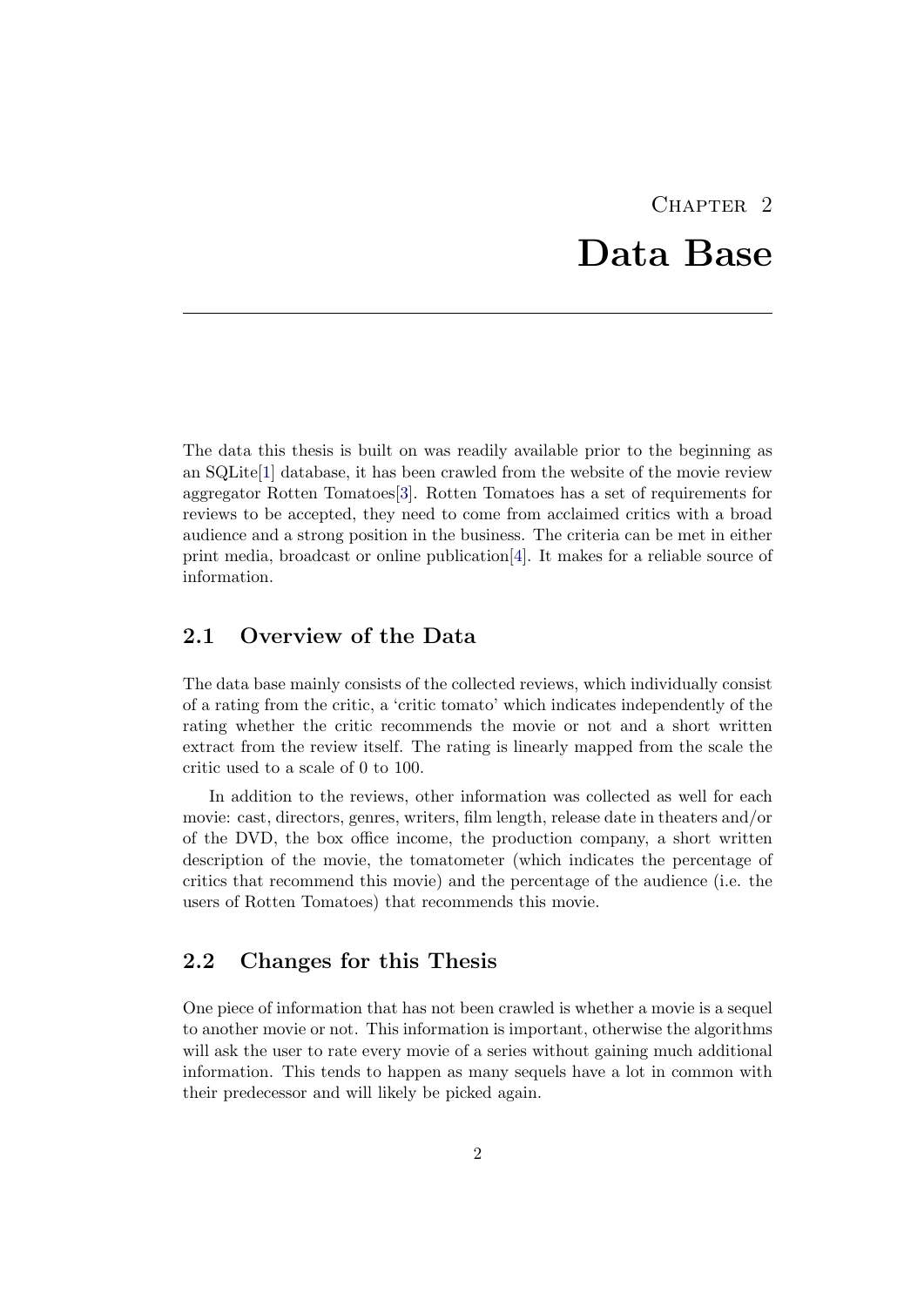# Chapter 2
# Data Base

The data this thesis is built on was readily available prior to the beginning as an SQLite[1] database, it has been crawled from the website of the movie review aggregator Rotten Tomatoes[3]. Rotten Tomatoes has a set of requirements for reviews to be accepted, they need to come from acclaimed critics with a broad audience and a strong position in the business. The criteria can be met in either print media, broadcast or online publication[4]. It makes for a reliable source of information.

## 2.1 Overview of the Data

The data base mainly consists of the collected reviews, which individually consist of a rating from the critic, a 'critic tomato' which indicates independently of the rating whether the critic recommends the movie or not and a short written extract from the review itself. The rating is linearly mapped from the scale the critic used to a scale of 0 to 100.

In addition to the reviews, other information was collected as well for each movie: cast, directors, genres, writers, film length, release date in theaters and/or of the DVD, the box office income, the production company, a short written description of the movie, the tomatometer (which indicates the percentage of critics that recommend this movie) and the percentage of the audience (i.e. the users of Rotten Tomatoes) that recommends this movie.

## 2.2 Changes for this Thesis

One piece of information that has not been crawled is whether a movie is a sequel to another movie or not. This information is important, otherwise the algorithms will ask the user to rate every movie of a series without gaining much additional information. This tends to happen as many sequels have a lot in common with their predecessor and will likely be picked again.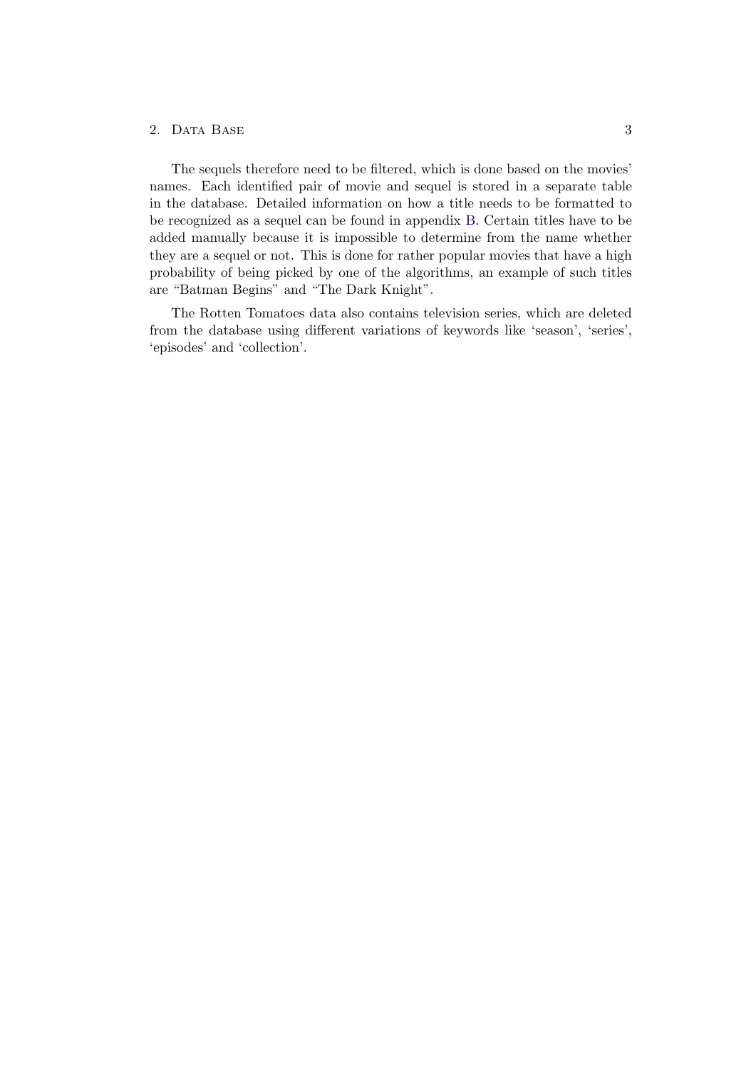The sequels therefore need to be filtered, which is done based on the movies' names. Each identified pair of movie and sequel is stored in a separate table in the database. Detailed information on how a title needs to be formatted to be recognized as a sequel can be found in appendix B. Certain titles have to be added manually because it is impossible to determine from the name whether they are a sequel or not. This is done for rather popular movies that have a high probability of being picked by one of the algorithms, an example of such titles are "Batman Begins" and "The Dark Knight".

The Rotten Tomatoes data also contains television series, which are deleted from the database using different variations of keywords like 'season', 'series', 'episodes' and 'collection'.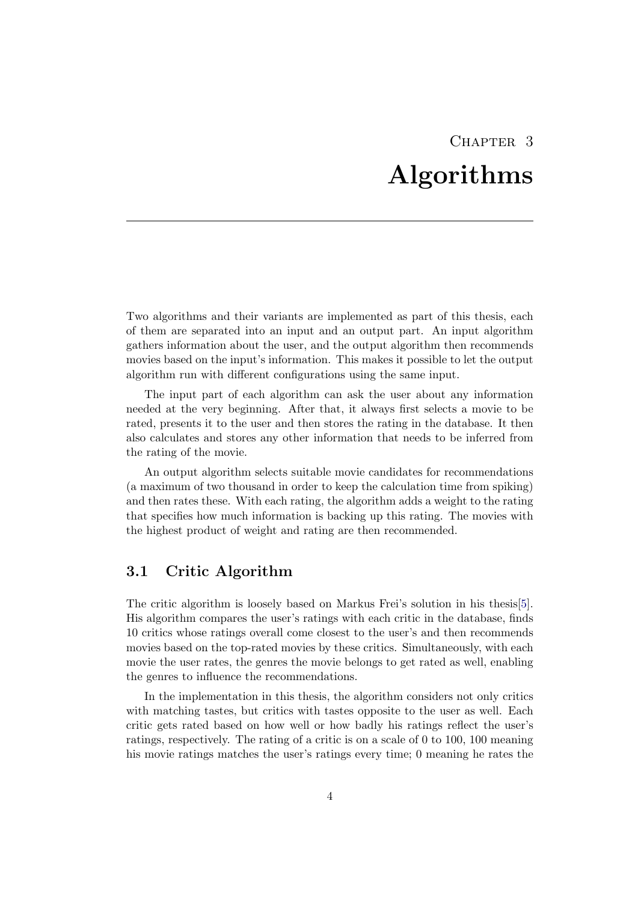# Chapter 3
# Algorithms

Two algorithms and their variants are implemented as part of this thesis, each of them are separated into an input and an output part. An input algorithm gathers information about the user, and the output algorithm then recommends movies based on the input's information. This makes it possible to let the output algorithm run with different configurations using the same input.

The input part of each algorithm can ask the user about any information needed at the very beginning. After that, it always first selects a movie to be rated, presents it to the user and then stores the rating in the database. It then also calculates and stores any other information that needs to be inferred from the rating of the movie.

An output algorithm selects suitable movie candidates for recommendations (a maximum of two thousand in order to keep the calculation time from spiking) and then rates these. With each rating, the algorithm adds a weight to the rating that specifies how much information is backing up this rating. The movies with the highest product of weight and rating are then recommended.

## 3.1 Critic Algorithm

The critic algorithm is loosely based on Markus Frei's solution in his thesis[5]. His algorithm compares the user's ratings with each critic in the database, finds 10 critics whose ratings overall come closest to the user's and then recommends movies based on the top-rated movies by these critics. Simultaneously, with each movie the user rates, the genres the movie belongs to get rated as well, enabling the genres to influence the recommendations.

In the implementation in this thesis, the algorithm considers not only critics with matching tastes, but critics with tastes opposite to the user as well. Each critic gets rated based on how well or how badly his ratings reflect the user's ratings, respectively. The rating of a critic is on a scale of 0 to 100, 100 meaning his movie ratings matches the user's ratings every time; 0 meaning he rates the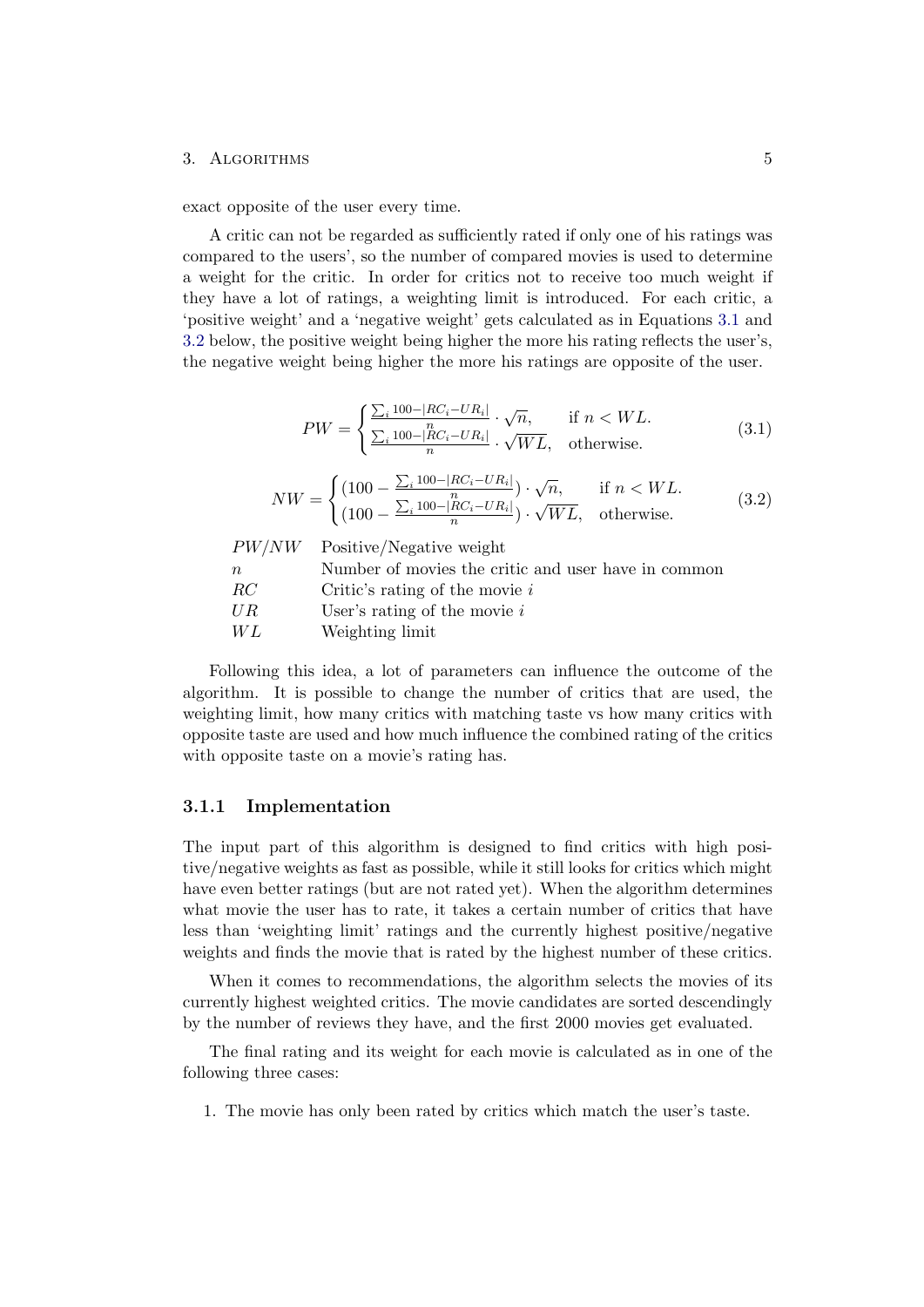exact opposite of the user every time.

A critic can not be regarded as sufficiently rated if only one of his ratings was compared to the users', so the number of compared movies is used to determine a weight for the critic. In order for critics not to receive too much weight if they have a lot of ratings, a weighting limit is introduced. For each critic, a 'positive weight' and a 'negative weight' gets calculated as in Equations 3.1 and 3.2 below, the positive weight being higher the more his rating reflects the user's, the negative weight being higher the more his ratings are opposite of the user.

$$PW = \begin{cases} \frac{\sum_i 100 - |RC_i - UR_i|}{n} \cdot \sqrt{n}, & \text{if } n < WL. \\ \frac{\sum_i 100 - |RC_i - UR_i|}{n} \cdot \sqrt{WL}, & \text{otherwise.} \end{cases} \tag{3.1}$$

$$NW = \begin{cases} (100 - \frac{\sum_i 100 - |RC_i - UR_i|}{n}) \cdot \sqrt{n}, & \text{if } n < WL. \\ (100 - \frac{\sum_i 100 - |RC_i - UR_i|}{n}) \cdot \sqrt{WL}, & \text{otherwise.} \end{cases} \tag{3.2}$$

| | |
|---|---|
| $PW/NW$ | Positive/Negative weight |
| $n$ | Number of movies the critic and user have in common |
| $RC$ | Critic's rating of the movie $i$ |
| $UR$ | User's rating of the movie $i$ |
| $WL$ | Weighting limit |

Following this idea, a lot of parameters can influence the outcome of the algorithm. It is possible to change the number of critics that are used, the weighting limit, how many critics with matching taste vs how many critics with opposite taste are used and how much influence the combined rating of the critics with opposite taste on a movie's rating has.

### 3.1.1 Implementation

The input part of this algorithm is designed to find critics with high positive/negative weights as fast as possible, while it still looks for critics which might have even better ratings (but are not rated yet). When the algorithm determines what movie the user has to rate, it takes a certain number of critics that have less than 'weighting limit' ratings and the currently highest positive/negative weights and finds the movie that is rated by the highest number of these critics.

When it comes to recommendations, the algorithm selects the movies of its currently highest weighted critics. The movie candidates are sorted descendingly by the number of reviews they have, and the first 2000 movies get evaluated.

The final rating and its weight for each movie is calculated as in one of the following three cases:

1. The movie has only been rated by critics which match the user's taste.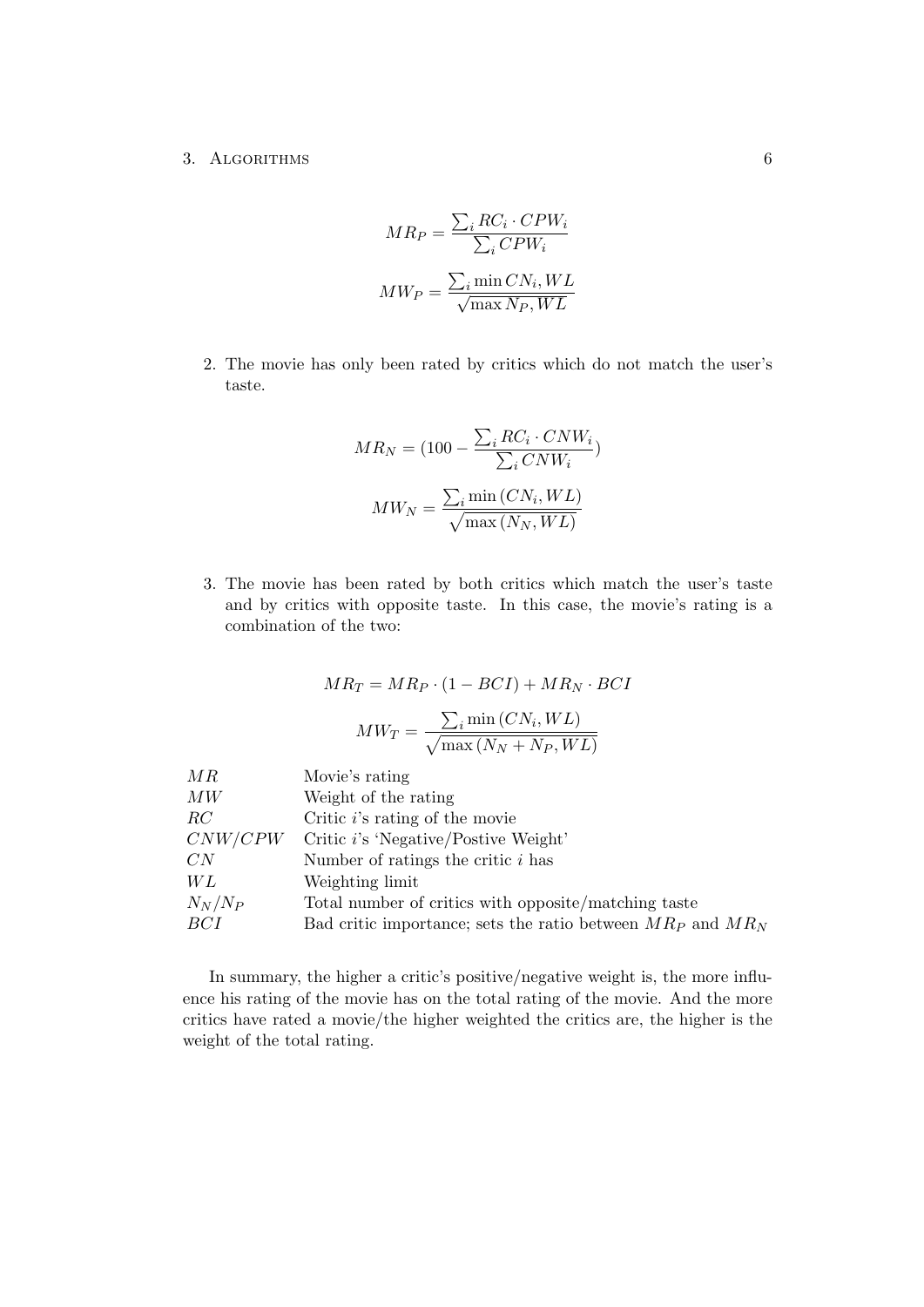$$MR_P = \frac{\sum_i RC_i \cdot CPW_i}{\sum_i CPW_i}$$

$$MW_P = \frac{\sum_i \min CN_i, WL}{\sqrt{\max N_P, WL}}$$

2. The movie has only been rated by critics which do not match the user's taste.

$$MR_N = (100 - \frac{\sum_i RC_i \cdot CNW_i}{\sum_i CNW_i})$$

$$MW_N = \frac{\sum_i \min (CN_i, WL)}{\sqrt{\max (N_N, WL)}}$$

3. The movie has been rated by both critics which match the user's taste and by critics with opposite taste. In this case, the movie's rating is a combination of the two:

$$MR_T = MR_P \cdot (1 - BCI) + MR_N \cdot BCI$$

$$MW_T = \frac{\sum_i \min (CN_i, WL)}{\sqrt{\max (N_N + N_P, WL)}}$$

| | |
|---|---|
| $MR$ | Movie's rating |
| $MW$ | Weight of the rating |
| $RC$ | Critic $i$'s rating of the movie |
| $CNW/CPW$ | Critic $i$'s 'Negative/Postive Weight' |
| $CN$ | Number of ratings the critic $i$ has |
| $WL$ | Weighting limit |
| $N_N/N_P$ | Total number of critics with opposite/matching taste |
| $BCI$ | Bad critic importance; sets the ratio between $MR_P$ and $MR_N$ |

In summary, the higher a critic's positive/negative weight is, the more influence his rating of the movie has on the total rating of the movie. And the more critics have rated a movie/the higher weighted the critics are, the higher is the weight of the total rating.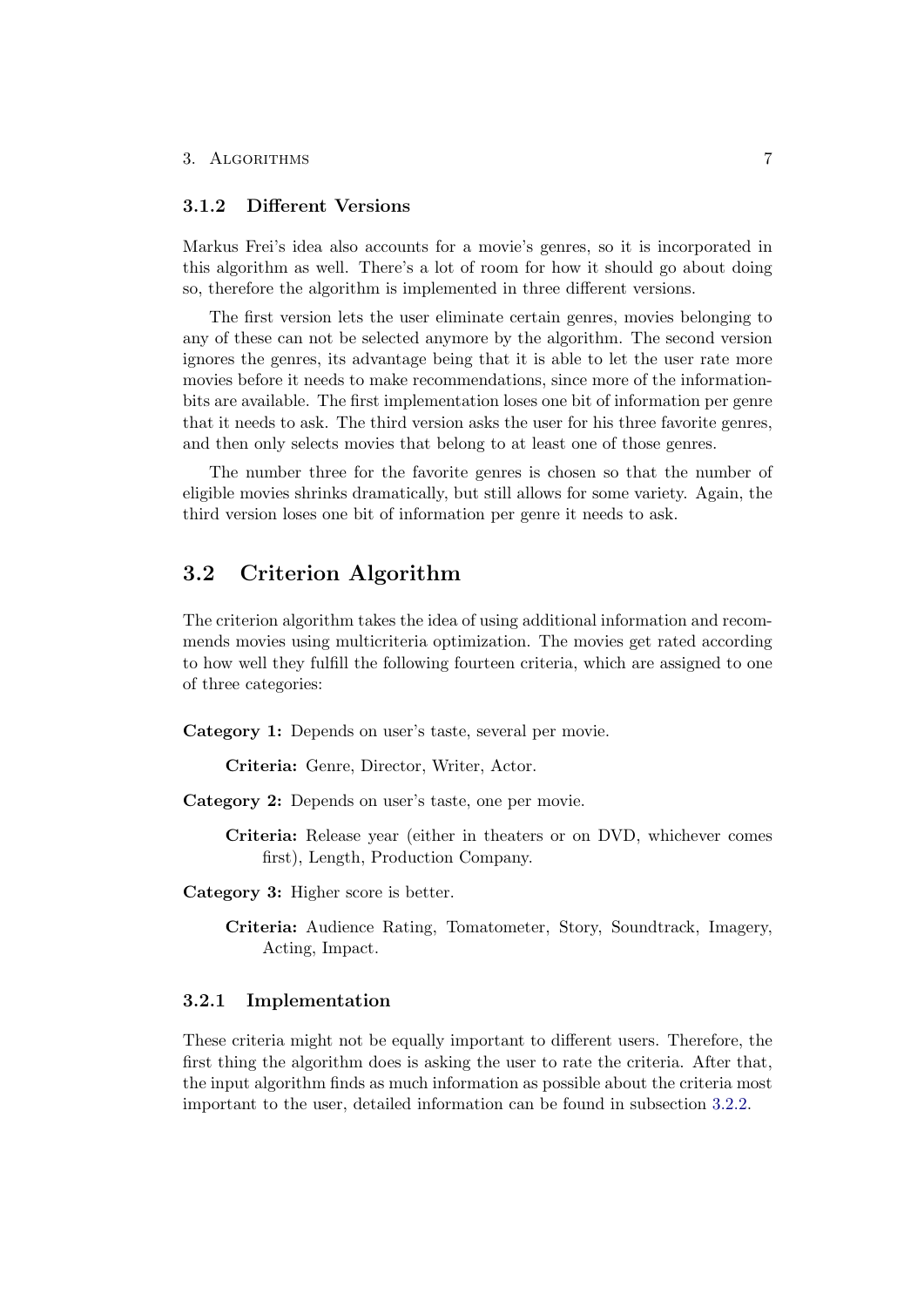### 3.1.2 Different Versions

Markus Frei's idea also accounts for a movie's genres, so it is incorporated in this algorithm as well. There's a lot of room for how it should go about doing so, therefore the algorithm is implemented in three different versions.

The first version lets the user eliminate certain genres, movies belonging to any of these can not be selected anymore by the algorithm. The second version ignores the genres, its advantage being that it is able to let the user rate more movies before it needs to make recommendations, since more of the information-bits are available. The first implementation loses one bit of information per genre that it needs to ask. The third version asks the user for his three favorite genres, and then only selects movies that belong to at least one of those genres.

The number three for the favorite genres is chosen so that the number of eligible movies shrinks dramatically, but still allows for some variety. Again, the third version loses one bit of information per genre it needs to ask.

## 3.2 Criterion Algorithm

The criterion algorithm takes the idea of using additional information and recommends movies using multicriteria optimization. The movies get rated according to how well they fulfill the following fourteen criteria, which are assigned to one of three categories:

**Category 1:** Depends on user's taste, several per movie.

**Criteria:** Genre, Director, Writer, Actor.

**Category 2:** Depends on user's taste, one per movie.

**Criteria:** Release year (either in theaters or on DVD, whichever comes first), Length, Production Company.

**Category 3:** Higher score is better.

**Criteria:** Audience Rating, Tomatometer, Story, Soundtrack, Imagery, Acting, Impact.

### 3.2.1 Implementation

These criteria might not be equally important to different users. Therefore, the first thing the algorithm does is asking the user to rate the criteria. After that, the input algorithm finds as much information as possible about the criteria most important to the user, detailed information can be found in subsection 3.2.2.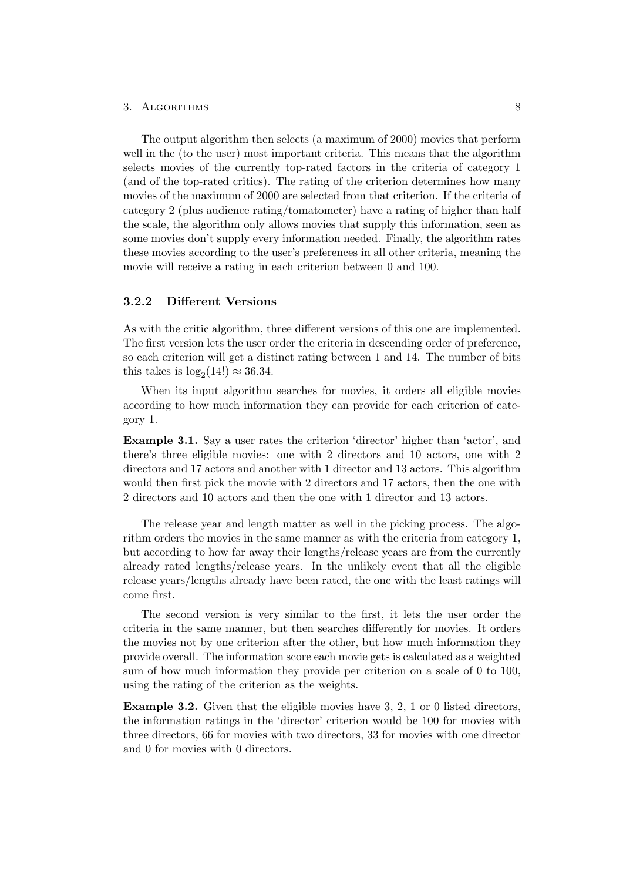The output algorithm then selects (a maximum of 2000) movies that perform well in the (to the user) most important criteria. This means that the algorithm selects movies of the currently top-rated factors in the criteria of category 1 (and of the top-rated critics). The rating of the criterion determines how many movies of the maximum of 2000 are selected from that criterion. If the criteria of category 2 (plus audience rating/tomatometer) have a rating of higher than half the scale, the algorithm only allows movies that supply this information, seen as some movies don't supply every information needed. Finally, the algorithm rates these movies according to the user's preferences in all other criteria, meaning the movie will receive a rating in each criterion between 0 and 100.

### 3.2.2 Different Versions

As with the critic algorithm, three different versions of this one are implemented. The first version lets the user order the criteria in descending order of preference, so each criterion will get a distinct rating between 1 and 14. The number of bits this takes is $\log_2(14!) \approx 36.34$.

When its input algorithm searches for movies, it orders all eligible movies according to how much information they can provide for each criterion of category 1.

**Example 3.1.** Say a user rates the criterion 'director' higher than 'actor', and there's three eligible movies: one with 2 directors and 10 actors, one with 2 directors and 17 actors and another with 1 director and 13 actors. This algorithm would then first pick the movie with 2 directors and 17 actors, then the one with 2 directors and 10 actors and then the one with 1 director and 13 actors.

The release year and length matter as well in the picking process. The algorithm orders the movies in the same manner as with the criteria from category 1, but according to how far away their lengths/release years are from the currently already rated lengths/release years. In the unlikely event that all the eligible release years/lengths already have been rated, the one with the least ratings will come first.

The second version is very similar to the first, it lets the user order the criteria in the same manner, but then searches differently for movies. It orders the movies not by one criterion after the other, but how much information they provide overall. The information score each movie gets is calculated as a weighted sum of how much information they provide per criterion on a scale of 0 to 100, using the rating of the criterion as the weights.

**Example 3.2.** Given that the eligible movies have 3, 2, 1 or 0 listed directors, the information ratings in the 'director' criterion would be 100 for movies with three directors, 66 for movies with two directors, 33 for movies with one director and 0 for movies with 0 directors.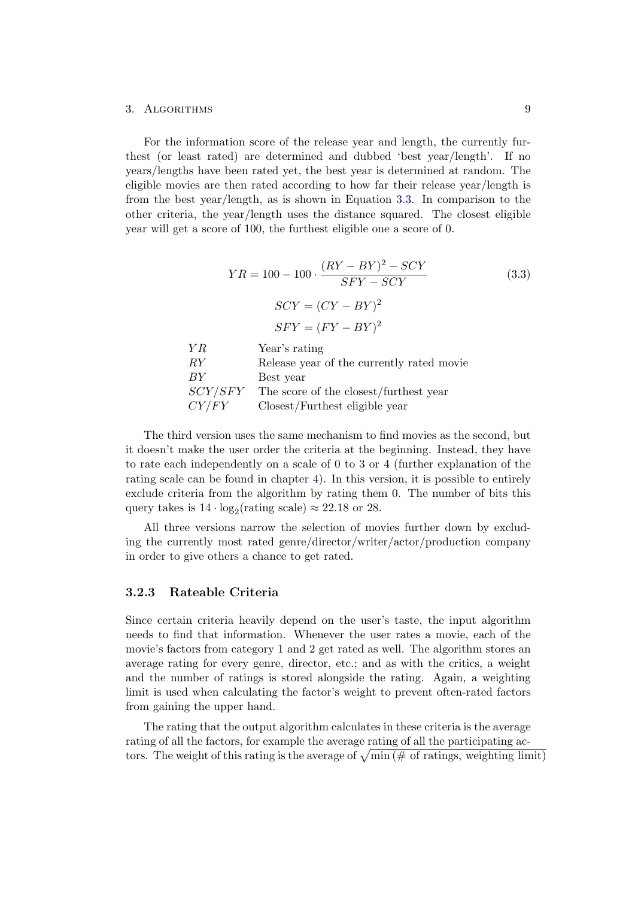For the information score of the release year and length, the currently furthest (or least rated) are determined and dubbed 'best year/length'. If no years/lengths have been rated yet, the best year is determined at random. The eligible movies are then rated according to how far their release year/length is from the best year/length, as is shown in Equation 3.3. In comparison to the other criteria, the year/length uses the distance squared. The closest eligible year will get a score of 100, the furthest eligible one a score of 0.

$$YR = 100 - 100 \cdot \frac{(RY - BY)^2 - SCY}{SFY - SCY} \tag{3.3}$$

$$SCY = (CY - BY)^2$$

$$SFY = (FY - BY)^2$$

| | |
|---|---|
| $YR$ | Year's rating |
| $RY$ | Release year of the currently rated movie |
| $BY$ | Best year |
| $SCY/SFY$ | The score of the closest/furthest year |
| $CY/FY$ | Closest/Furthest eligible year |

The third version uses the same mechanism to find movies as the second, but it doesn't make the user order the criteria at the beginning. Instead, they have to rate each independently on a scale of 0 to 3 or 4 (further explanation of the rating scale can be found in chapter 4). In this version, it is possible to entirely exclude criteria from the algorithm by rating them 0. The number of bits this query takes is $14 \cdot \log_2(\text{rating scale}) \approx 22.18$ or 28.

All three versions narrow the selection of movies further down by excluding the currently most rated genre/director/writer/actor/production company in order to give others a chance to get rated.

### 3.2.3 Rateable Criteria

Since certain criteria heavily depend on the user's taste, the input algorithm needs to find that information. Whenever the user rates a movie, each of the movie's factors from category 1 and 2 get rated as well. The algorithm stores an average rating for every genre, director, etc.; and as with the critics, a weight and the number of ratings is stored alongside the rating. Again, a weighting limit is used when calculating the factor's weight to prevent often-rated factors from gaining the upper hand.

The rating that the output algorithm calculates in these criteria is the average rating of all the factors, for example the average rating of all the participating actors. The weight of this rating is the average of $\sqrt{\min(\#\text{ of ratings, weighting limit})}$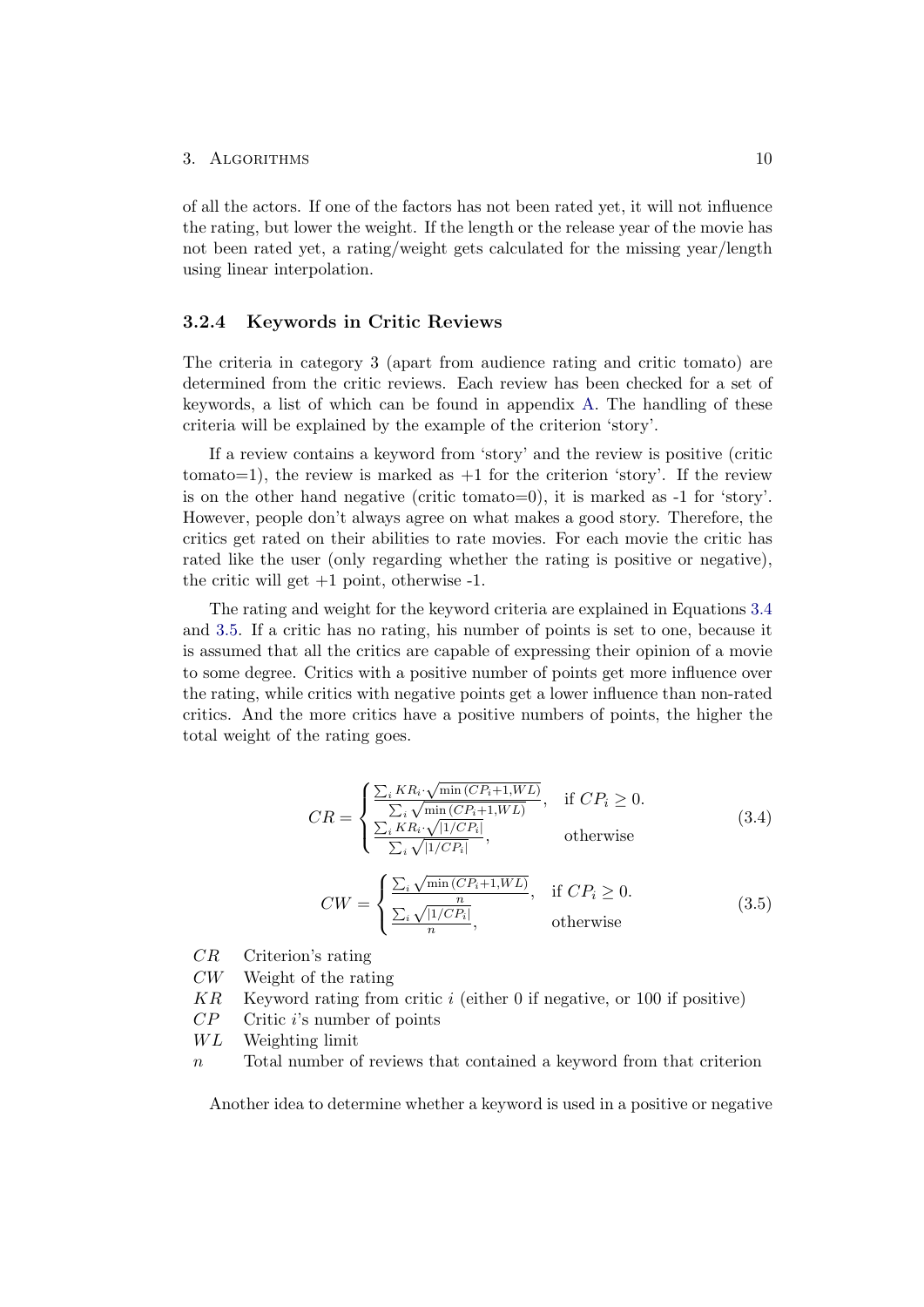of all the actors. If one of the factors has not been rated yet, it will not influence the rating, but lower the weight. If the length or the release year of the movie has not been rated yet, a rating/weight gets calculated for the missing year/length using linear interpolation.

### 3.2.4 Keywords in Critic Reviews

The criteria in category 3 (apart from audience rating and critic tomato) are determined from the critic reviews. Each review has been checked for a set of keywords, a list of which can be found in appendix A. The handling of these criteria will be explained by the example of the criterion 'story'.

If a review contains a keyword from 'story' and the review is positive (critic tomato=1), the review is marked as +1 for the criterion 'story'. If the review is on the other hand negative (critic tomato=0), it is marked as -1 for 'story'. However, people don't always agree on what makes a good story. Therefore, the critics get rated on their abilities to rate movies. For each movie the critic has rated like the user (only regarding whether the rating is positive or negative), the critic will get +1 point, otherwise -1.

The rating and weight for the keyword criteria are explained in Equations 3.4 and 3.5. If a critic has no rating, his number of points is set to one, because it is assumed that all the critics are capable of expressing their opinion of a movie to some degree. Critics with a positive number of points get more influence over the rating, while critics with negative points get a lower influence than non-rated critics. And the more critics have a positive numbers of points, the higher the total weight of the rating goes.

$$CR = \begin{cases} \frac{\sum_i KR_i \cdot \sqrt{\min(CP_i+1, WL)}}{\sum_i \sqrt{\min(CP_i+1, WL)}}, & \text{if } CP_i \geq 0. \\ \frac{\sum_i KR_i \cdot \sqrt{|1/CP_i|}}{\sum_i \sqrt{|1/CP_i|}}, & \text{otherwise} \end{cases} \tag{3.4}$$

$$CW = \begin{cases} \frac{\sum_i \sqrt{\min(CP_i+1, WL)}}{n}, & \text{if } CP_i \geq 0. \\ \frac{\sum_i \sqrt{|1/CP_i|}}{n}, & \text{otherwise} \end{cases} \tag{3.5}$$

- $CR$ Criterion's rating
- $CW$ Weight of the rating
- $KR$ Keyword rating from critic $i$ (either 0 if negative, or 100 if positive)
- $CP$ Critic $i$'s number of points
- $WL$ Weighting limit
- $n$ Total number of reviews that contained a keyword from that criterion

Another idea to determine whether a keyword is used in a positive or negative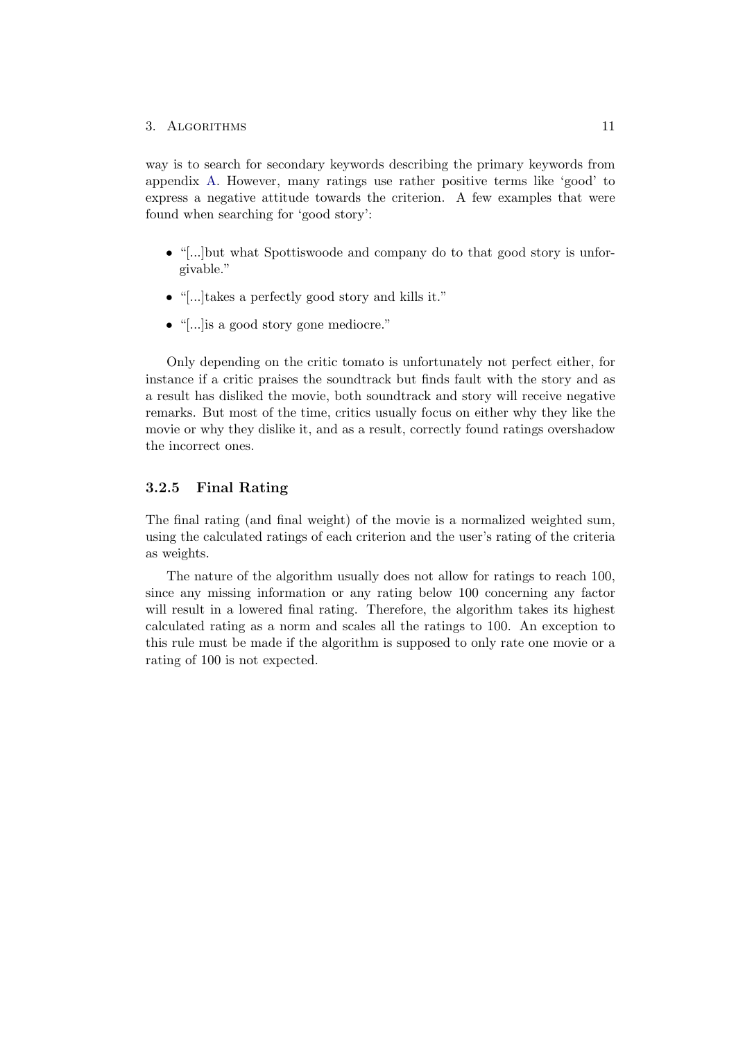way is to search for secondary keywords describing the primary keywords from appendix A. However, many ratings use rather positive terms like 'good' to express a negative attitude towards the criterion. A few examples that were found when searching for 'good story':

- "[...]but what Spottiswoode and company do to that good story is unforgivable."
- "[...]takes a perfectly good story and kills it."
- "[...]is a good story gone mediocre."

Only depending on the critic tomato is unfortunately not perfect either, for instance if a critic praises the soundtrack but finds fault with the story and as a result has disliked the movie, both soundtrack and story will receive negative remarks. But most of the time, critics usually focus on either why they like the movie or why they dislike it, and as a result, correctly found ratings overshadow the incorrect ones.

### 3.2.5 Final Rating

The final rating (and final weight) of the movie is a normalized weighted sum, using the calculated ratings of each criterion and the user's rating of the criteria as weights.

The nature of the algorithm usually does not allow for ratings to reach 100, since any missing information or any rating below 100 concerning any factor will result in a lowered final rating. Therefore, the algorithm takes its highest calculated rating as a norm and scales all the ratings to 100. An exception to this rule must be made if the algorithm is supposed to only rate one movie or a rating of 100 is not expected.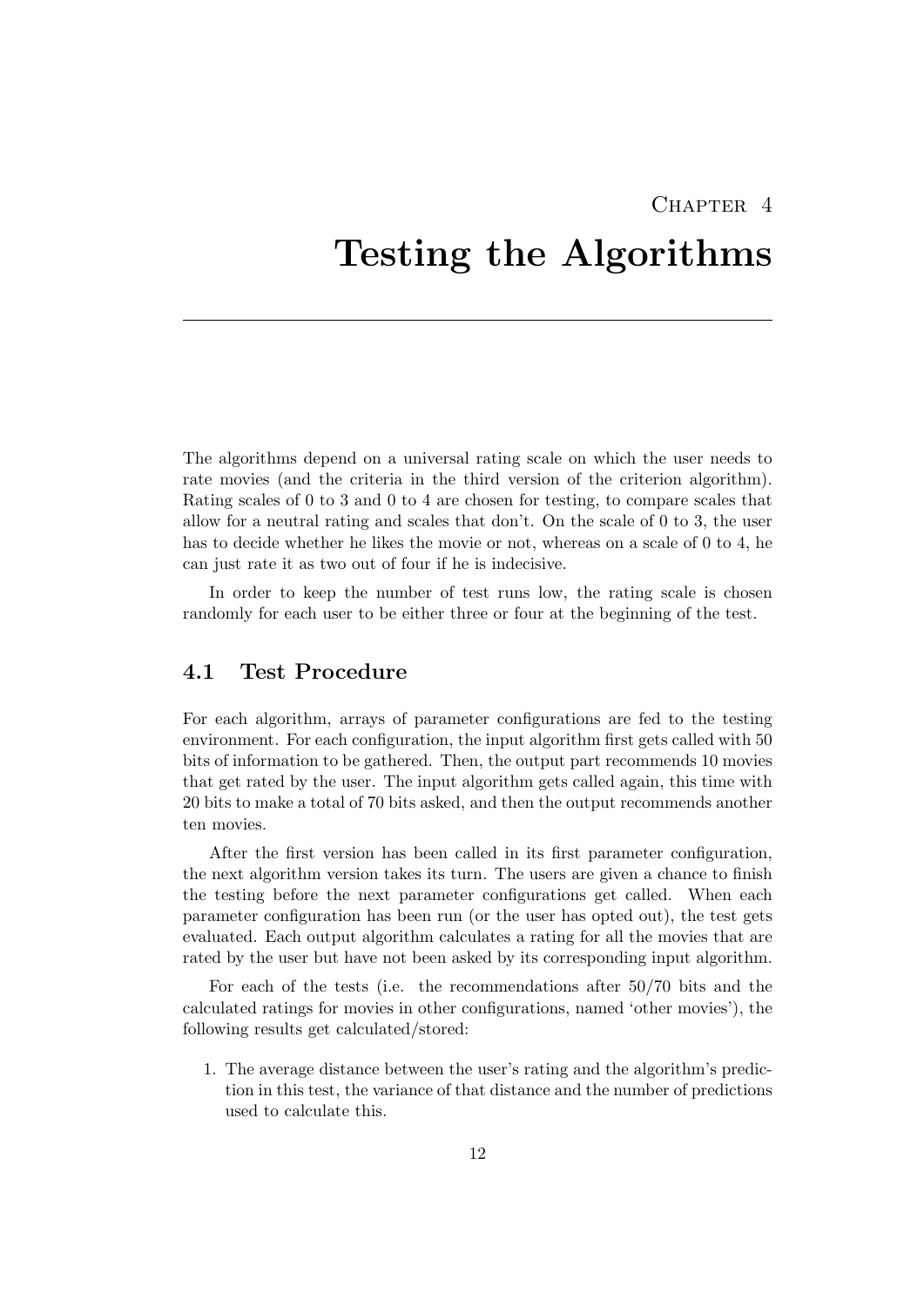# Chapter 4

# Testing the Algorithms

The algorithms depend on a universal rating scale on which the user needs to rate movies (and the criteria in the third version of the criterion algorithm). Rating scales of 0 to 3 and 0 to 4 are chosen for testing, to compare scales that allow for a neutral rating and scales that don't. On the scale of 0 to 3, the user has to decide whether he likes the movie or not, whereas on a scale of 0 to 4, he can just rate it as two out of four if he is indecisive.

In order to keep the number of test runs low, the rating scale is chosen randomly for each user to be either three or four at the beginning of the test.

## 4.1 Test Procedure

For each algorithm, arrays of parameter configurations are fed to the testing environment. For each configuration, the input algorithm first gets called with 50 bits of information to be gathered. Then, the output part recommends 10 movies that get rated by the user. The input algorithm gets called again, this time with 20 bits to make a total of 70 bits asked, and then the output recommends another ten movies.

After the first version has been called in its first parameter configuration, the next algorithm version takes its turn. The users are given a chance to finish the testing before the next parameter configurations get called. When each parameter configuration has been run (or the user has opted out), the test gets evaluated. Each output algorithm calculates a rating for all the movies that are rated by the user but have not been asked by its corresponding input algorithm.

For each of the tests (i.e. the recommendations after 50/70 bits and the calculated ratings for movies in other configurations, named 'other movies'), the following results get calculated/stored:

1. The average distance between the user's rating and the algorithm's prediction in this test, the variance of that distance and the number of predictions used to calculate this.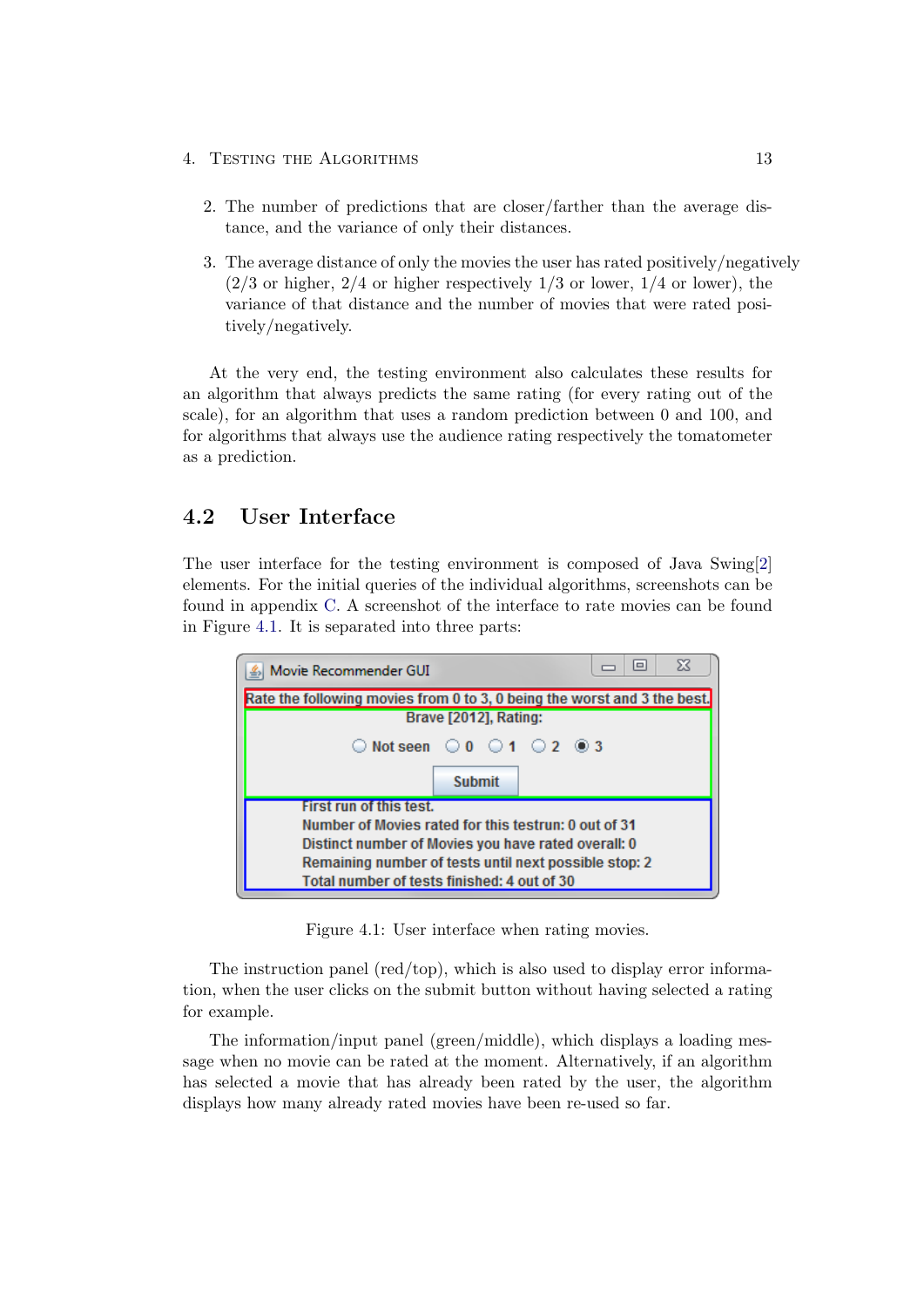2. The number of predictions that are closer/farther than the average distance, and the variance of only their distances.

3. The average distance of only the movies the user has rated positively/negatively (2/3 or higher, 2/4 or higher respectively 1/3 or lower, 1/4 or lower), the variance of that distance and the number of movies that were rated positively/negatively.

At the very end, the testing environment also calculates these results for an algorithm that always predicts the same rating (for every rating out of the scale), for an algorithm that uses a random prediction between 0 and 100, and for algorithms that always use the audience rating respectively the tomatometer as a prediction.

## 4.2 User Interface

The user interface for the testing environment is composed of Java Swing[2] elements. For the initial queries of the individual algorithms, screenshots can be found in appendix C. A screenshot of the interface to rate movies can be found in Figure 4.1. It is separated into three parts:

Figure 4.1: User interface when rating movies.

The instruction panel (red/top), which is also used to display error information, when the user clicks on the submit button without having selected a rating for example.

The information/input panel (green/middle), which displays a loading message when no movie can be rated at the moment. Alternatively, if an algorithm has selected a movie that has already been rated by the user, the algorithm displays how many already rated movies have been re-used so far.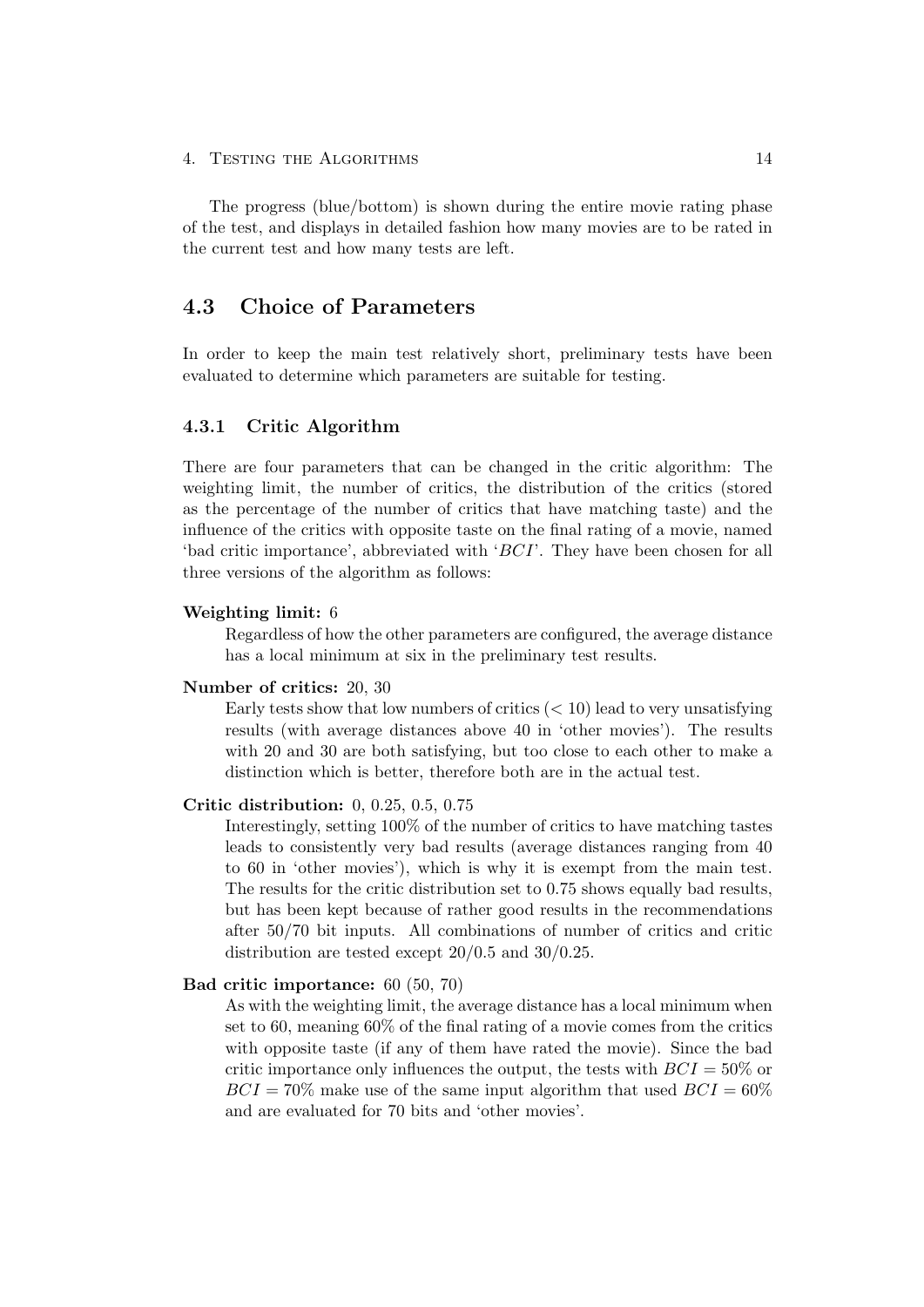The progress (blue/bottom) is shown during the entire movie rating phase of the test, and displays in detailed fashion how many movies are to be rated in the current test and how many tests are left.

## 4.3 Choice of Parameters

In order to keep the main test relatively short, preliminary tests have been evaluated to determine which parameters are suitable for testing.

### 4.3.1 Critic Algorithm

There are four parameters that can be changed in the critic algorithm: The weighting limit, the number of critics, the distribution of the critics (stored as the percentage of the number of critics that have matching taste) and the influence of the critics with opposite taste on the final rating of a movie, named 'bad critic importance', abbreviated with '$BCI$'. They have been chosen for all three versions of the algorithm as follows:

**Weighting limit:** 6

Regardless of how the other parameters are configured, the average distance has a local minimum at six in the preliminary test results.

**Number of critics:** 20, 30

Early tests show that low numbers of critics ($< 10$) lead to very unsatisfying results (with average distances above 40 in 'other movies'). The results with 20 and 30 are both satisfying, but too close to each other to make a distinction which is better, therefore both are in the actual test.

**Critic distribution:** 0, 0.25, 0.5, 0.75

Interestingly, setting 100% of the number of critics to have matching tastes leads to consistently very bad results (average distances ranging from 40 to 60 in 'other movies'), which is why it is exempt from the main test. The results for the critic distribution set to 0.75 shows equally bad results, but has been kept because of rather good results in the recommendations after 50/70 bit inputs. All combinations of number of critics and critic distribution are tested except 20/0.5 and 30/0.25.

**Bad critic importance:** 60 (50, 70)

As with the weighting limit, the average distance has a local minimum when set to 60, meaning 60% of the final rating of a movie comes from the critics with opposite taste (if any of them have rated the movie). Since the bad critic importance only influences the output, the tests with $BCI = 50\%$ or $BCI = 70\%$ make use of the same input algorithm that used $BCI = 60\%$ and are evaluated for 70 bits and 'other movies'.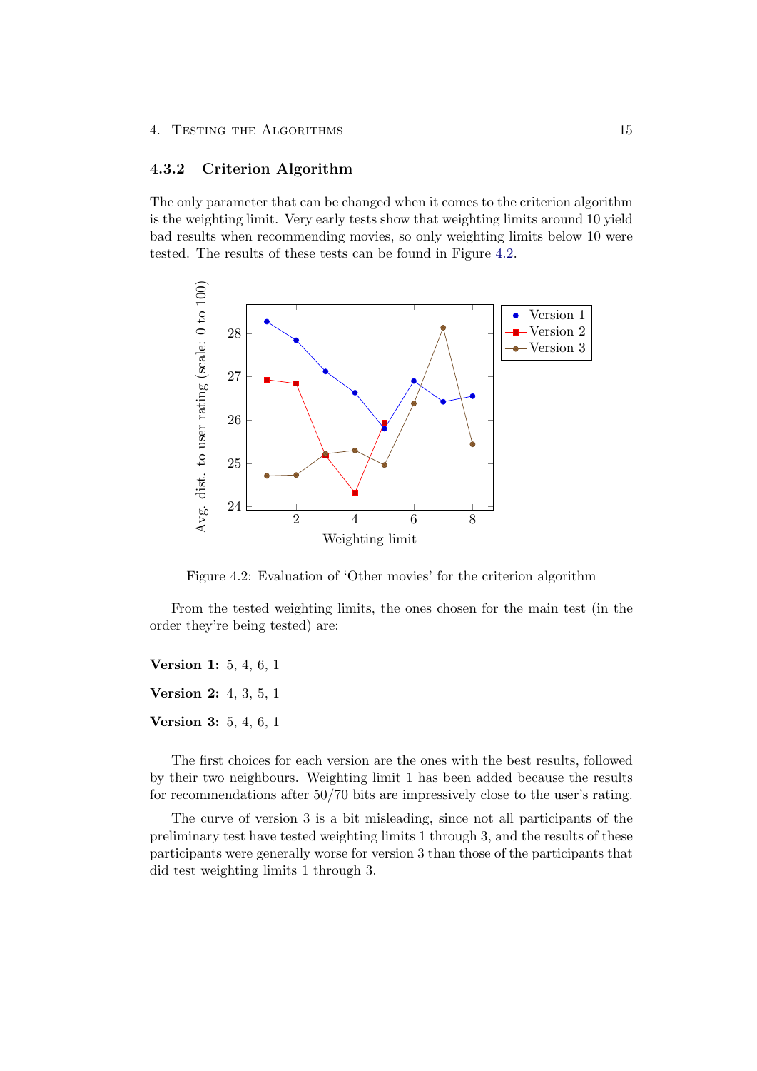### 4.3.2 Criterion Algorithm

The only parameter that can be changed when it comes to the criterion algorithm is the weighting limit. Very early tests show that weighting limits around 10 yield bad results when recommending movies, so only weighting limits below 10 were tested. The results of these tests can be found in Figure 4.2.

Figure 4.2: Evaluation of 'Other movies' for the criterion algorithm

From the tested weighting limits, the ones chosen for the main test (in the order they're being tested) are:

**Version 1:** 5, 4, 6, 1

**Version 2:** 4, 3, 5, 1

**Version 3:** 5, 4, 6, 1

The first choices for each version are the ones with the best results, followed by their two neighbours. Weighting limit 1 has been added because the results for recommendations after 50/70 bits are impressively close to the user's rating.

The curve of version 3 is a bit misleading, since not all participants of the preliminary test have tested weighting limits 1 through 3, and the results of these participants were generally worse for version 3 than those of the participants that did test weighting limits 1 through 3.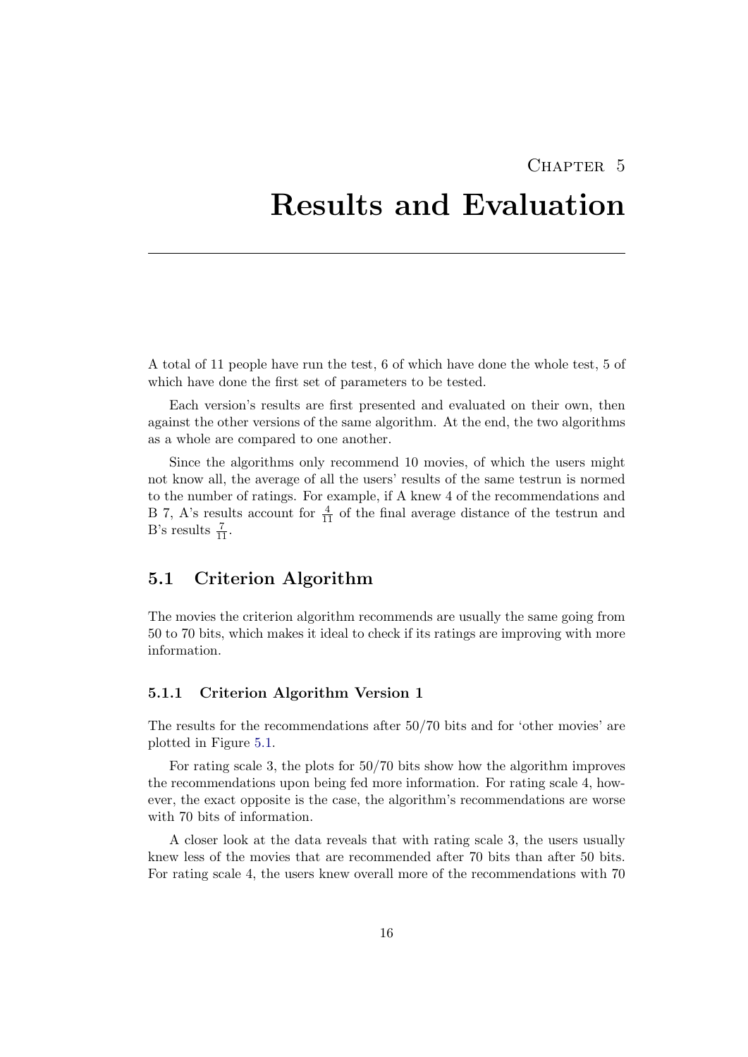# Chapter 5

# Results and Evaluation

A total of 11 people have run the test, 6 of which have done the whole test, 5 of which have done the first set of parameters to be tested.

Each version's results are first presented and evaluated on their own, then against the other versions of the same algorithm. At the end, the two algorithms as a whole are compared to one another.

Since the algorithms only recommend 10 movies, of which the users might not know all, the average of all the users' results of the same testrun is normed to the number of ratings. For example, if A knew 4 of the recommendations and B 7, A's results account for $\frac{4}{11}$ of the final average distance of the testrun and B's results $\frac{7}{11}$.

## 5.1 Criterion Algorithm

The movies the criterion algorithm recommends are usually the same going from 50 to 70 bits, which makes it ideal to check if its ratings are improving with more information.

### 5.1.1 Criterion Algorithm Version 1

The results for the recommendations after 50/70 bits and for 'other movies' are plotted in Figure 5.1.

For rating scale 3, the plots for 50/70 bits show how the algorithm improves the recommendations upon being fed more information. For rating scale 4, however, the exact opposite is the case, the algorithm's recommendations are worse with 70 bits of information.

A closer look at the data reveals that with rating scale 3, the users usually knew less of the movies that are recommended after 70 bits than after 50 bits. For rating scale 4, the users knew overall more of the recommendations with 70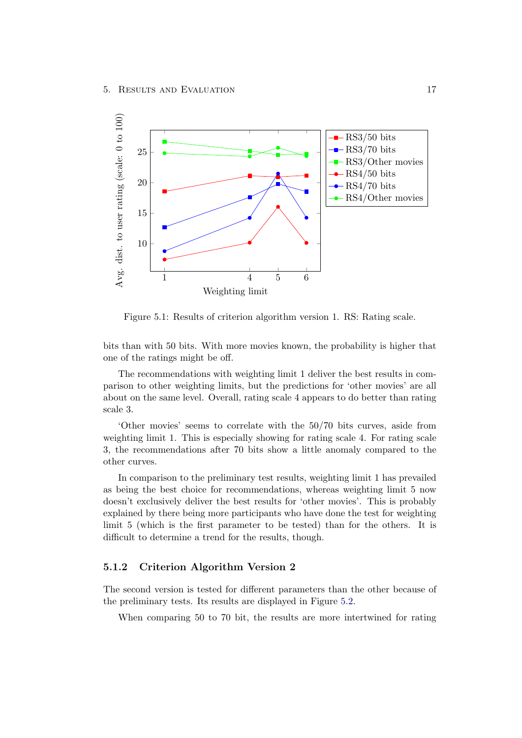Figure 5.1: Results of criterion algorithm version 1. RS: Rating scale.

bits than with 50 bits. With more movies known, the probability is higher that one of the ratings might be off.

The recommendations with weighting limit 1 deliver the best results in comparison to other weighting limits, but the predictions for 'other movies' are all about on the same level. Overall, rating scale 4 appears to do better than rating scale 3.

'Other movies' seems to correlate with the 50/70 bits curves, aside from weighting limit 1. This is especially showing for rating scale 4. For rating scale 3, the recommendations after 70 bits show a little anomaly compared to the other curves.

In comparison to the preliminary test results, weighting limit 1 has prevailed as being the best choice for recommendations, whereas weighting limit 5 now doesn't exclusively deliver the best results for 'other movies'. This is probably explained by there being more participants who have done the test for weighting limit 5 (which is the first parameter to be tested) than for the others. It is difficult to determine a trend for the results, though.

### 5.1.2 Criterion Algorithm Version 2

The second version is tested for different parameters than the other because of the preliminary tests. Its results are displayed in Figure 5.2.

When comparing 50 to 70 bit, the results are more intertwined for rating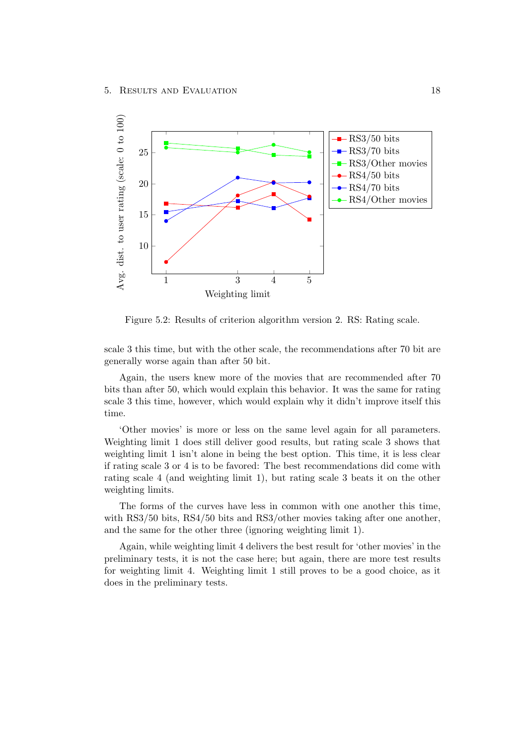Figure 5.2: Results of criterion algorithm version 2. RS: Rating scale.

scale 3 this time, but with the other scale, the recommendations after 70 bit are generally worse again than after 50 bit.

Again, the users knew more of the movies that are recommended after 70 bits than after 50, which would explain this behavior. It was the same for rating scale 3 this time, however, which would explain why it didn't improve itself this time.

'Other movies' is more or less on the same level again for all parameters. Weighting limit 1 does still deliver good results, but rating scale 3 shows that weighting limit 1 isn't alone in being the best option. This time, it is less clear if rating scale 3 or 4 is to be favored: The best recommendations did come with rating scale 4 (and weighting limit 1), but rating scale 3 beats it on the other weighting limits.

The forms of the curves have less in common with one another this time, with RS3/50 bits, RS4/50 bits and RS3/other movies taking after one another, and the same for the other three (ignoring weighting limit 1).

Again, while weighting limit 4 delivers the best result for 'other movies' in the preliminary tests, it is not the case here; but again, there are more test results for weighting limit 4. Weighting limit 1 still proves to be a good choice, as it does in the preliminary tests.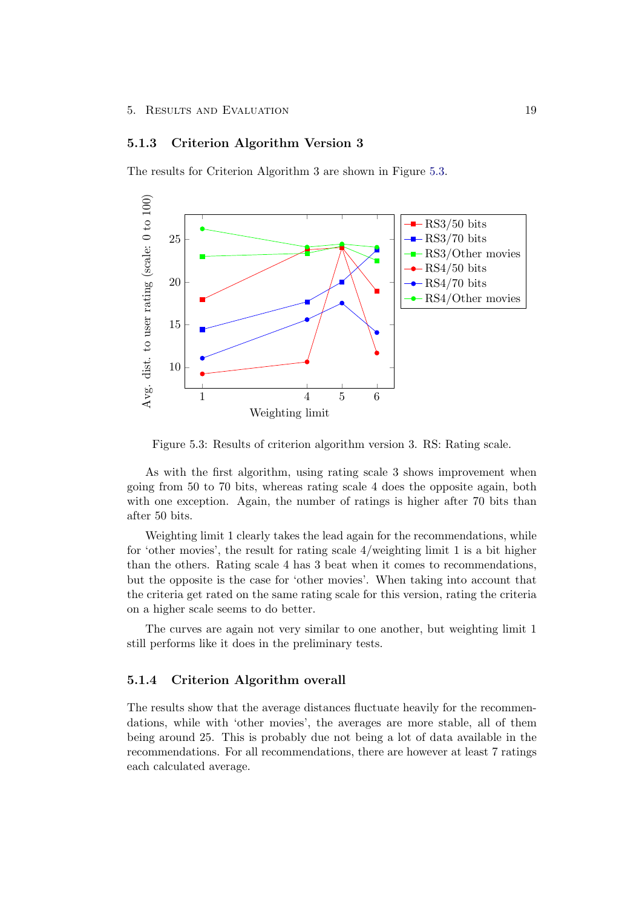### 5.1.3 Criterion Algorithm Version 3

The results for Criterion Algorithm 3 are shown in Figure 5.3.

Figure 5.3: Results of criterion algorithm version 3. RS: Rating scale.

As with the first algorithm, using rating scale 3 shows improvement when going from 50 to 70 bits, whereas rating scale 4 does the opposite again, both with one exception. Again, the number of ratings is higher after 70 bits than after 50 bits.

Weighting limit 1 clearly takes the lead again for the recommendations, while for 'other movies', the result for rating scale 4/weighting limit 1 is a bit higher than the others. Rating scale 4 has 3 beat when it comes to recommendations, but the opposite is the case for 'other movies'. When taking into account that the criteria get rated on the same rating scale for this version, rating the criteria on a higher scale seems to do better.

The curves are again not very similar to one another, but weighting limit 1 still performs like it does in the preliminary tests.

### 5.1.4 Criterion Algorithm overall

The results show that the average distances fluctuate heavily for the recommendations, while with 'other movies', the averages are more stable, all of them being around 25. This is probably due not being a lot of data available in the recommendations. For all recommendations, there are however at least 7 ratings each calculated average.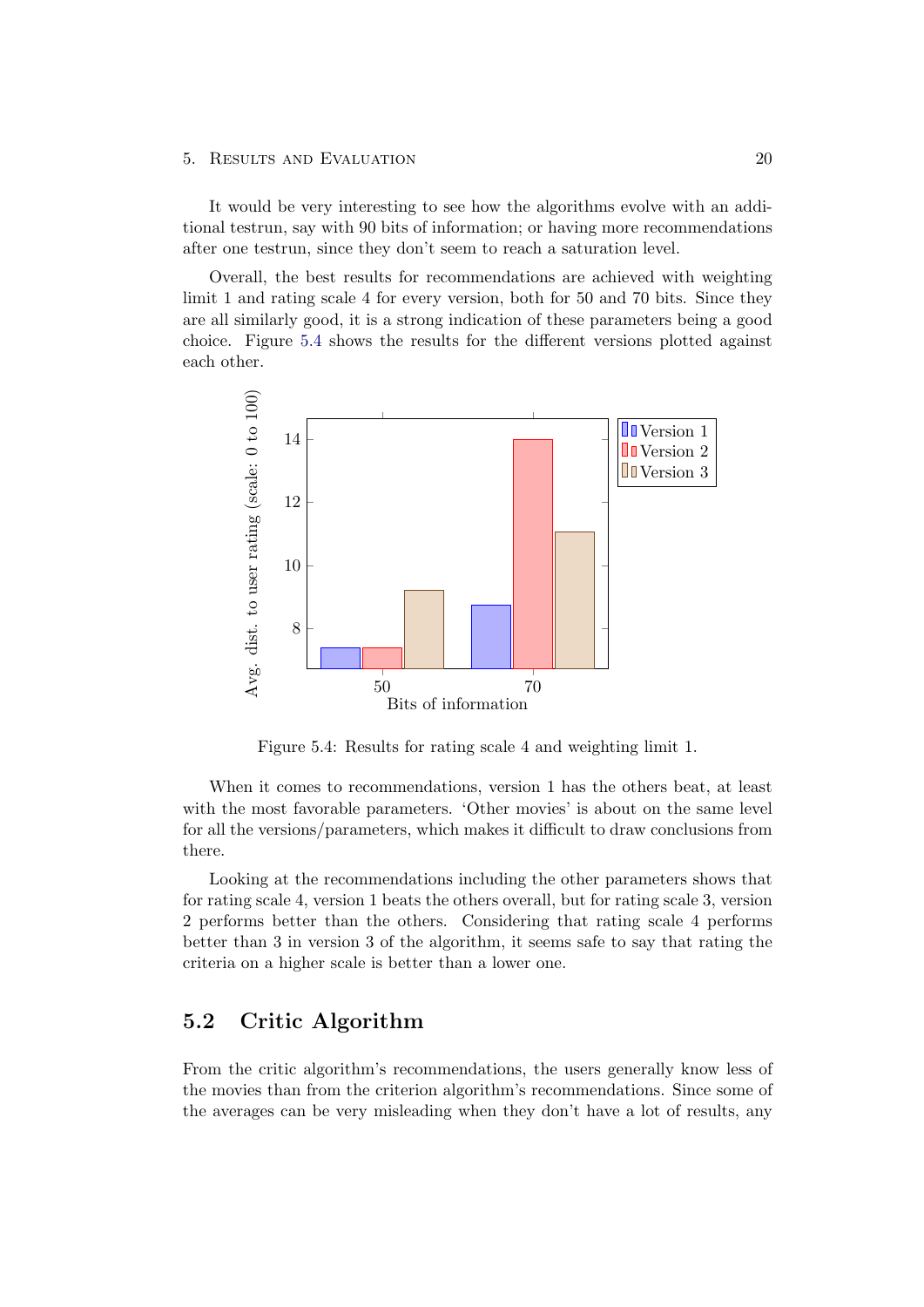It would be very interesting to see how the algorithms evolve with an additional testrun, say with 90 bits of information; or having more recommendations after one testrun, since they don't seem to reach a saturation level.

Overall, the best results for recommendations are achieved with weighting limit 1 and rating scale 4 for every version, both for 50 and 70 bits. Since they are all similarly good, it is a strong indication of these parameters being a good choice. Figure 5.4 shows the results for the different versions plotted against each other.

Figure 5.4: Results for rating scale 4 and weighting limit 1.

When it comes to recommendations, version 1 has the others beat, at least with the most favorable parameters. 'Other movies' is about on the same level for all the versions/parameters, which makes it difficult to draw conclusions from there.

Looking at the recommendations including the other parameters shows that for rating scale 4, version 1 beats the others overall, but for rating scale 3, version 2 performs better than the others. Considering that rating scale 4 performs better than 3 in version 3 of the algorithm, it seems safe to say that rating the criteria on a higher scale is better than a lower one.

## 5.2 Critic Algorithm

From the critic algorithm's recommendations, the users generally know less of the movies than from the criterion algorithm's recommendations. Since some of the averages can be very misleading when they don't have a lot of results, any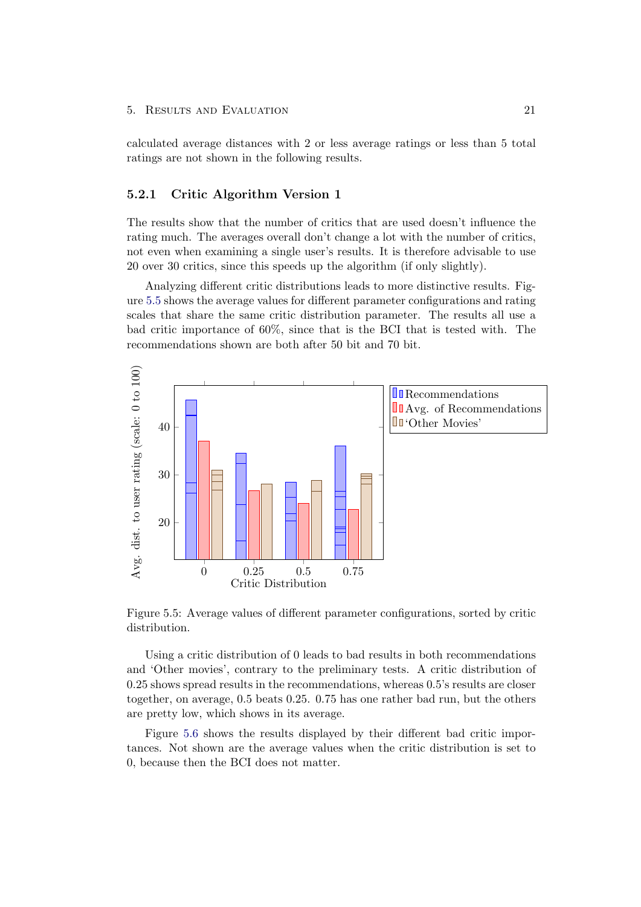calculated average distances with 2 or less average ratings or less than 5 total ratings are not shown in the following results.

### 5.2.1 Critic Algorithm Version 1

The results show that the number of critics that are used doesn't influence the rating much. The averages overall don't change a lot with the number of critics, not even when examining a single user's results. It is therefore advisable to use 20 over 30 critics, since this speeds up the algorithm (if only slightly).

Analyzing different critic distributions leads to more distinctive results. Figure 5.5 shows the average values for different parameter configurations and rating scales that share the same critic distribution parameter. The results all use a bad critic importance of 60%, since that is the BCI that is tested with. The recommendations shown are both after 50 bit and 70 bit.

Figure 5.5: Average values of different parameter configurations, sorted by critic distribution.

Using a critic distribution of 0 leads to bad results in both recommendations and 'Other movies', contrary to the preliminary tests. A critic distribution of 0.25 shows spread results in the recommendations, whereas 0.5's results are closer together, on average, 0.5 beats 0.25. 0.75 has one rather bad run, but the others are pretty low, which shows in its average.

Figure 5.6 shows the results displayed by their different bad critic importances. Not shown are the average values when the critic distribution is set to 0, because then the BCI does not matter.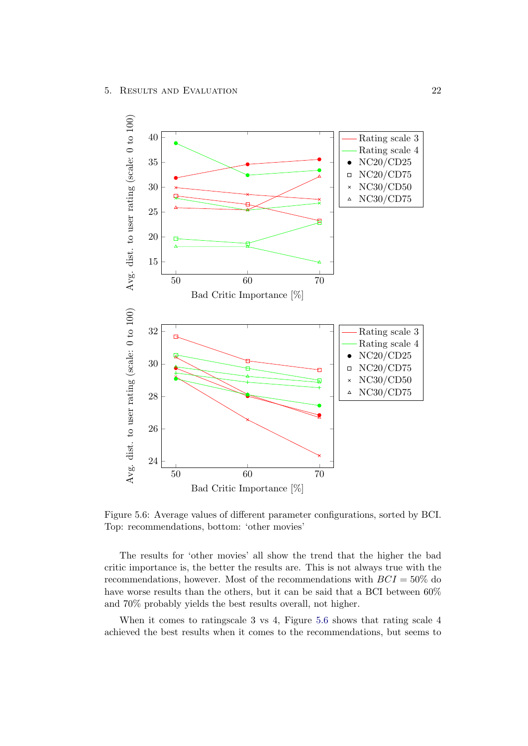Figure 5.6: Average values of different parameter configurations, sorted by BCI. Top: recommendations, bottom: 'other movies'

The results for 'other movies' all show the trend that the higher the bad critic importance is, the better the results are. This is not always true with the recommendations, however. Most of the recommendations with $BCI = 50\%$ do have worse results than the others, but it can be said that a BCI between 60% and 70% probably yields the best results overall, not higher.

When it comes to ratingscale 3 vs 4, Figure 5.6 shows that rating scale 4 achieved the best results when it comes to the recommendations, but seems to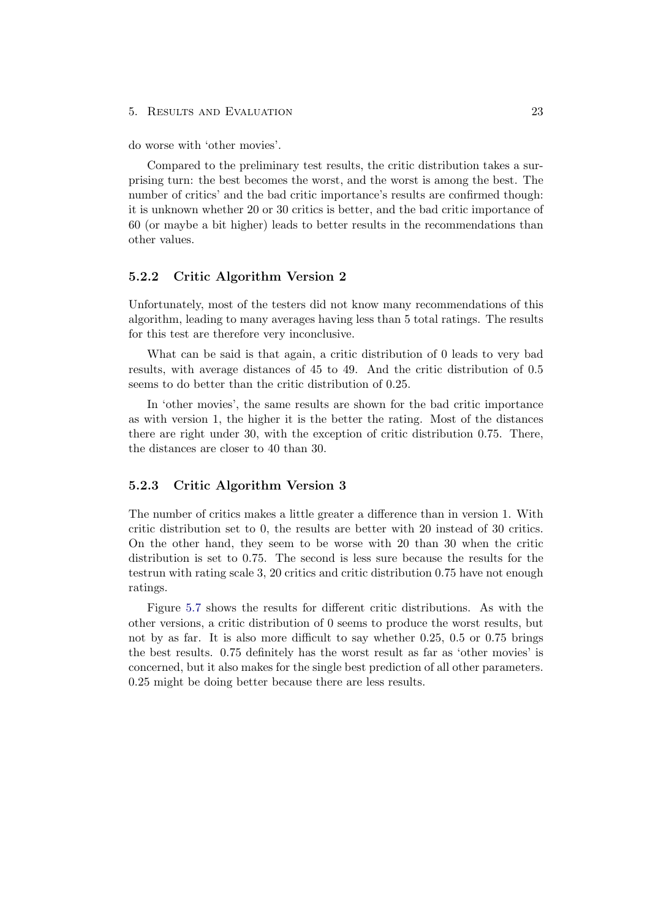do worse with 'other movies'.

Compared to the preliminary test results, the critic distribution takes a surprising turn: the best becomes the worst, and the worst is among the best. The number of critics' and the bad critic importance's results are confirmed though: it is unknown whether 20 or 30 critics is better, and the bad critic importance of 60 (or maybe a bit higher) leads to better results in the recommendations than other values.

### 5.2.2 Critic Algorithm Version 2

Unfortunately, most of the testers did not know many recommendations of this algorithm, leading to many averages having less than 5 total ratings. The results for this test are therefore very inconclusive.

What can be said is that again, a critic distribution of 0 leads to very bad results, with average distances of 45 to 49. And the critic distribution of 0.5 seems to do better than the critic distribution of 0.25.

In 'other movies', the same results are shown for the bad critic importance as with version 1, the higher it is the better the rating. Most of the distances there are right under 30, with the exception of critic distribution 0.75. There, the distances are closer to 40 than 30.

### 5.2.3 Critic Algorithm Version 3

The number of critics makes a little greater a difference than in version 1. With critic distribution set to 0, the results are better with 20 instead of 30 critics. On the other hand, they seem to be worse with 20 than 30 when the critic distribution is set to 0.75. The second is less sure because the results for the testrun with rating scale 3, 20 critics and critic distribution 0.75 have not enough ratings.

Figure 5.7 shows the results for different critic distributions. As with the other versions, a critic distribution of 0 seems to produce the worst results, but not by as far. It is also more difficult to say whether 0.25, 0.5 or 0.75 brings the best results. 0.75 definitely has the worst result as far as 'other movies' is concerned, but it also makes for the single best prediction of all other parameters. 0.25 might be doing better because there are less results.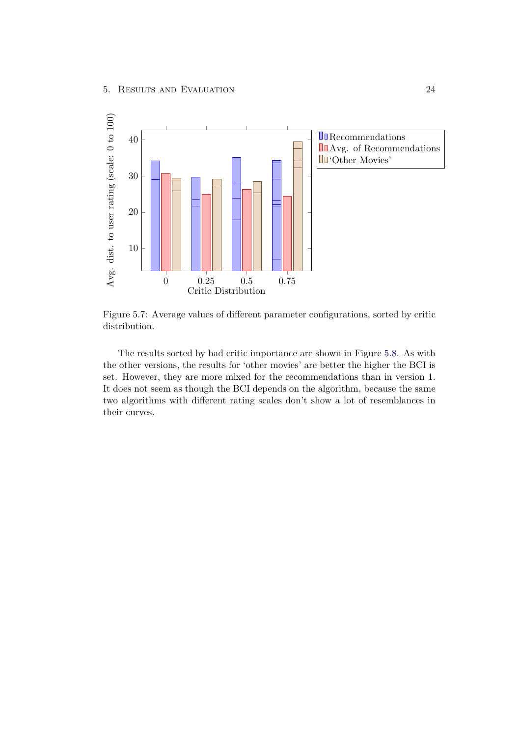Figure 5.7: Average values of different parameter configurations, sorted by critic distribution.

The results sorted by bad critic importance are shown in Figure 5.8. As with the other versions, the results for 'other movies' are better the higher the BCI is set. However, they are more mixed for the recommendations than in version 1. It does not seem as though the BCI depends on the algorithm, because the same two algorithms with different rating scales don't show a lot of resemblances in their curves.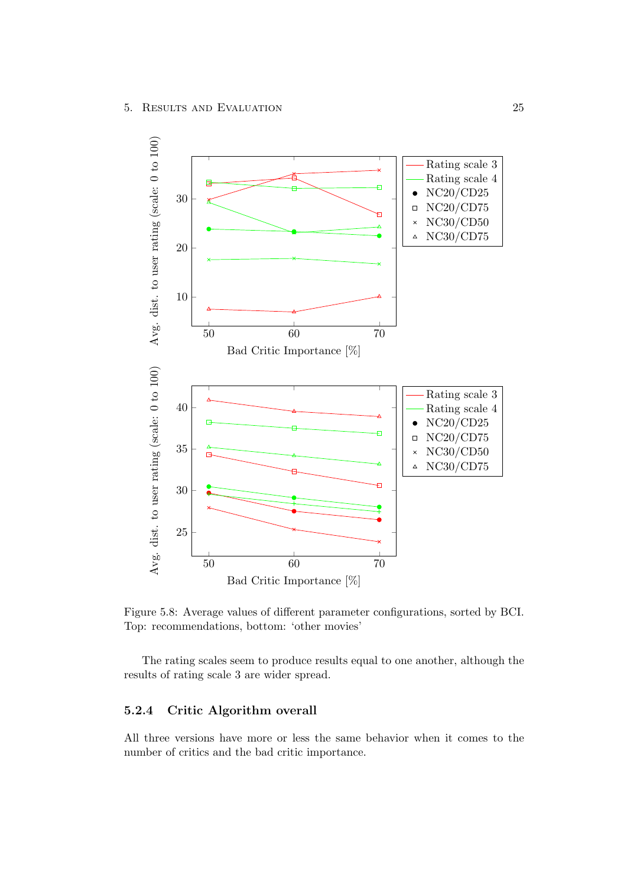Figure 5.8: Average values of different parameter configurations, sorted by BCI. Top: recommendations, bottom: 'other movies'

The rating scales seem to produce results equal to one another, although the results of rating scale 3 are wider spread.

### 5.2.4 Critic Algorithm overall

All three versions have more or less the same behavior when it comes to the number of critics and the bad critic importance.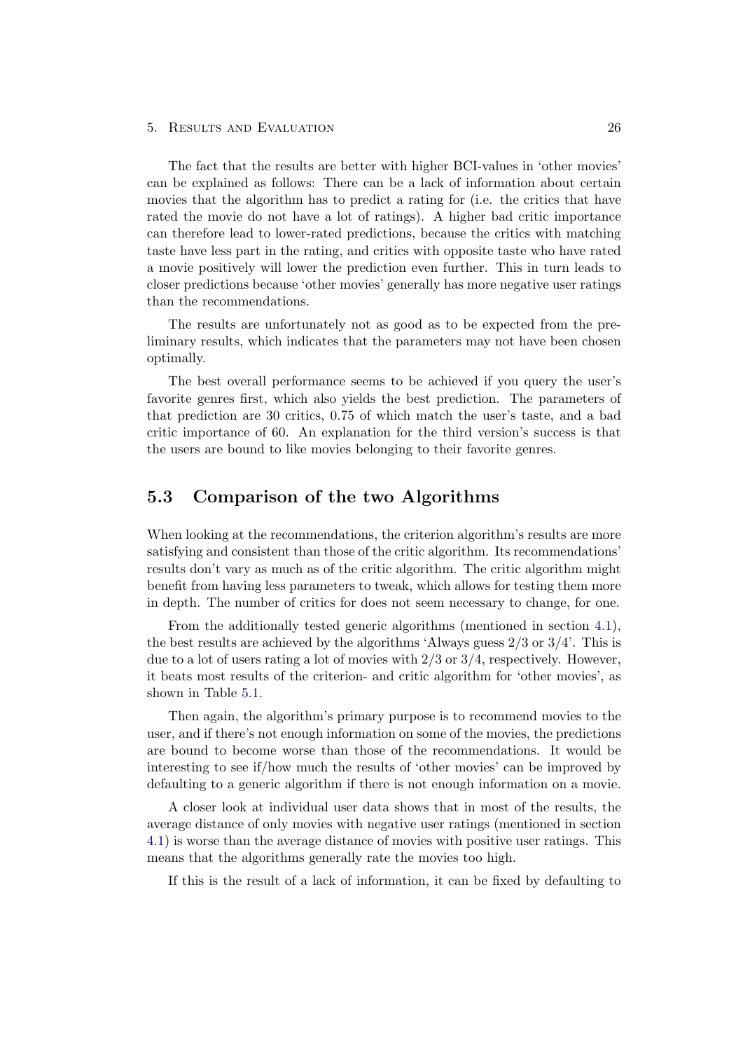The fact that the results are better with higher BCI-values in 'other movies' can be explained as follows: There can be a lack of information about certain movies that the algorithm has to predict a rating for (i.e. the critics that have rated the movie do not have a lot of ratings). A higher bad critic importance can therefore lead to lower-rated predictions, because the critics with matching taste have less part in the rating, and critics with opposite taste who have rated a movie positively will lower the prediction even further. This in turn leads to closer predictions because 'other movies' generally has more negative user ratings than the recommendations.

The results are unfortunately not as good as to be expected from the preliminary results, which indicates that the parameters may not have been chosen optimally.

The best overall performance seems to be achieved if you query the user's favorite genres first, which also yields the best prediction. The parameters of that prediction are 30 critics, 0.75 of which match the user's taste, and a bad critic importance of 60. An explanation for the third version's success is that the users are bound to like movies belonging to their favorite genres.

## 5.3 Comparison of the two Algorithms

When looking at the recommendations, the criterion algorithm's results are more satisfying and consistent than those of the critic algorithm. Its recommendations' results don't vary as much as of the critic algorithm. The critic algorithm might benefit from having less parameters to tweak, which allows for testing them more in depth. The number of critics for does not seem necessary to change, for one.

From the additionally tested generic algorithms (mentioned in section 4.1), the best results are achieved by the algorithms 'Always guess 2/3 or 3/4'. This is due to a lot of users rating a lot of movies with 2/3 or 3/4, respectively. However, it beats most results of the criterion- and critic algorithm for 'other movies', as shown in Table 5.1.

Then again, the algorithm's primary purpose is to recommend movies to the user, and if there's not enough information on some of the movies, the predictions are bound to become worse than those of the recommendations. It would be interesting to see if/how much the results of 'other movies' can be improved by defaulting to a generic algorithm if there is not enough information on a movie.

A closer look at individual user data shows that in most of the results, the average distance of only movies with negative user ratings (mentioned in section 4.1) is worse than the average distance of movies with positive user ratings. This means that the algorithms generally rate the movies too high.

If this is the result of a lack of information, it can be fixed by defaulting to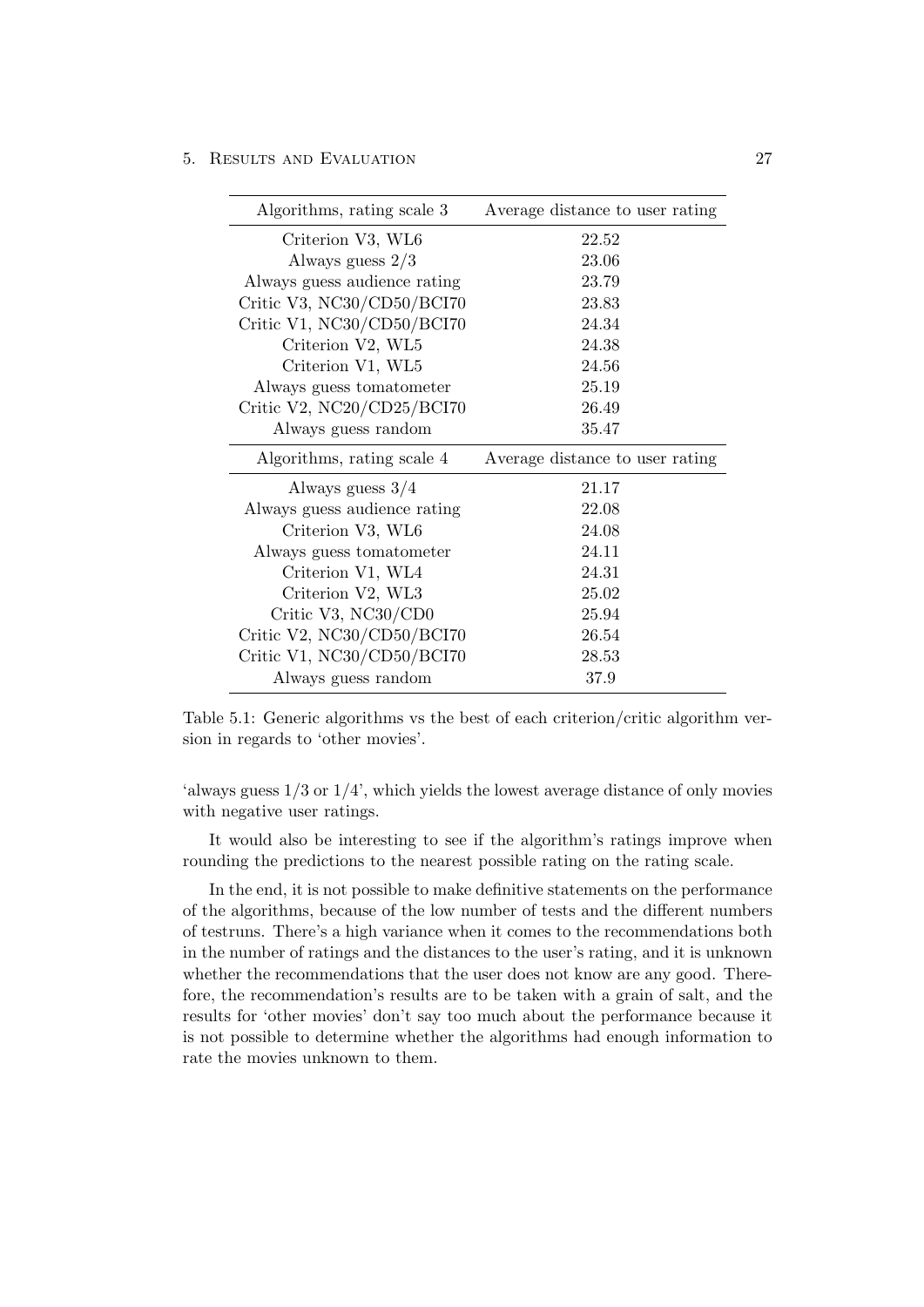| Algorithms, rating scale 3 | Average distance to user rating |
|---|---|
| Criterion V3, WL6 | 22.52 |
| Always guess 2/3 | 23.06 |
| Always guess audience rating | 23.79 |
| Critic V3, NC30/CD50/BCI70 | 23.83 |
| Critic V1, NC30/CD50/BCI70 | 24.34 |
| Criterion V2, WL5 | 24.38 |
| Criterion V1, WL5 | 24.56 |
| Always guess tomatometer | 25.19 |
| Critic V2, NC20/CD25/BCI70 | 26.49 |
| Always guess random | 35.47 |
| **Algorithms, rating scale 4** | **Average distance to user rating** |
| Always guess 3/4 | 21.17 |
| Always guess audience rating | 22.08 |
| Criterion V3, WL6 | 24.08 |
| Always guess tomatometer | 24.11 |
| Criterion V1, WL4 | 24.31 |
| Criterion V2, WL3 | 25.02 |
| Critic V3, NC30/CD0 | 25.94 |
| Critic V2, NC30/CD50/BCI70 | 26.54 |
| Critic V1, NC30/CD50/BCI70 | 28.53 |
| Always guess random | 37.9 |

Table 5.1: Generic algorithms vs the best of each criterion/critic algorithm version in regards to 'other movies'.

'always guess 1/3 or 1/4', which yields the lowest average distance of only movies with negative user ratings.

It would also be interesting to see if the algorithm's ratings improve when rounding the predictions to the nearest possible rating on the rating scale.

In the end, it is not possible to make definitive statements on the performance of the algorithms, because of the low number of tests and the different numbers of testruns. There's a high variance when it comes to the recommendations both in the number of ratings and the distances to the user's rating, and it is unknown whether the recommendations that the user does not know are any good. Therefore, the recommendation's results are to be taken with a grain of salt, and the results for 'other movies' don't say too much about the performance because it is not possible to determine whether the algorithms had enough information to rate the movies unknown to them.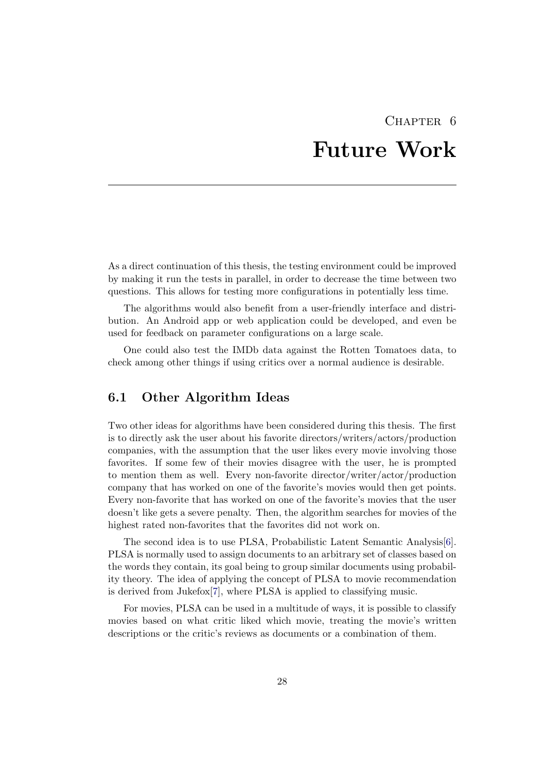# Chapter 6
# Future Work

As a direct continuation of this thesis, the testing environment could be improved by making it run the tests in parallel, in order to decrease the time between two questions. This allows for testing more configurations in potentially less time.

The algorithms would also benefit from a user-friendly interface and distribution. An Android app or web application could be developed, and even be used for feedback on parameter configurations on a large scale.

One could also test the IMDb data against the Rotten Tomatoes data, to check among other things if using critics over a normal audience is desirable.

## 6.1 Other Algorithm Ideas

Two other ideas for algorithms have been considered during this thesis. The first is to directly ask the user about his favorite directors/writers/actors/production companies, with the assumption that the user likes every movie involving those favorites. If some few of their movies disagree with the user, he is prompted to mention them as well. Every non-favorite director/writer/actor/production company that has worked on one of the favorite's movies would then get points. Every non-favorite that has worked on one of the favorite's movies that the user doesn't like gets a severe penalty. Then, the algorithm searches for movies of the highest rated non-favorites that the favorites did not work on.

The second idea is to use PLSA, Probabilistic Latent Semantic Analysis[6]. PLSA is normally used to assign documents to an arbitrary set of classes based on the words they contain, its goal being to group similar documents using probability theory. The idea of applying the concept of PLSA to movie recommendation is derived from Jukefox[7], where PLSA is applied to classifying music.

For movies, PLSA can be used in a multitude of ways, it is possible to classify movies based on what critic liked which movie, treating the movie's written descriptions or the critic's reviews as documents or a combination of them.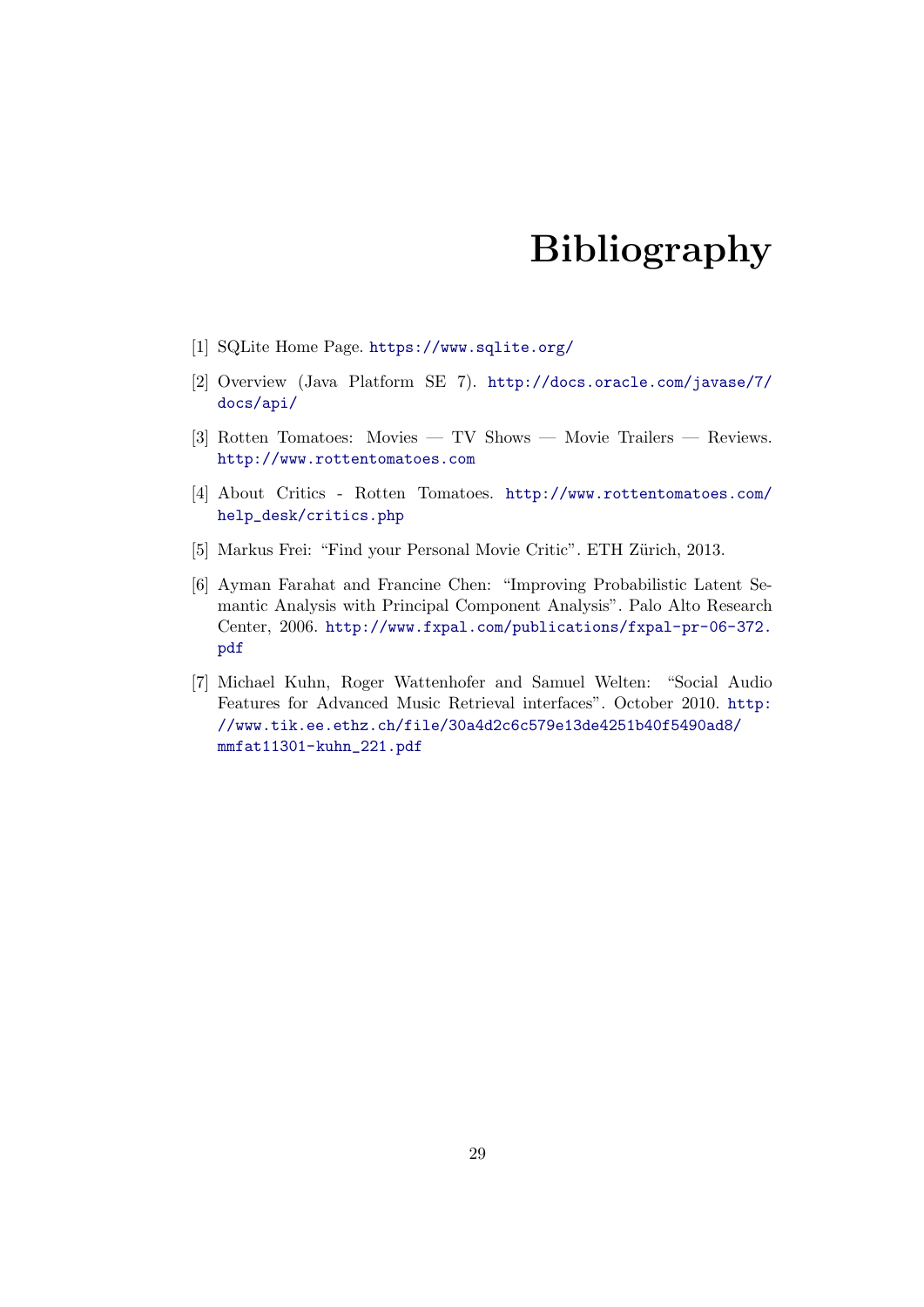# Bibliography

[1] SQLite Home Page. https://www.sqlite.org/

[2] Overview (Java Platform SE 7). http://docs.oracle.com/javase/7/docs/api/

[3] Rotten Tomatoes: Movies — TV Shows — Movie Trailers — Reviews. http://www.rottentomatoes.com

[4] About Critics - Rotten Tomatoes. http://www.rottentomatoes.com/help_desk/critics.php

[5] Markus Frei: “Find your Personal Movie Critic”. ETH Zürich, 2013.

[6] Ayman Farahat and Francine Chen: “Improving Probabilistic Latent Semantic Analysis with Principal Component Analysis”. Palo Alto Research Center, 2006. http://www.fxpal.com/publications/fxpal-pr-06-372.pdf

[7] Michael Kuhn, Roger Wattenhofer and Samuel Welten: “Social Audio Features for Advanced Music Retrieval interfaces”. October 2010. http://www.tik.ee.ethz.ch/file/30a4d2c6c579e13de4251b40f5490ad8/mmfat11301-kuhn_221.pdf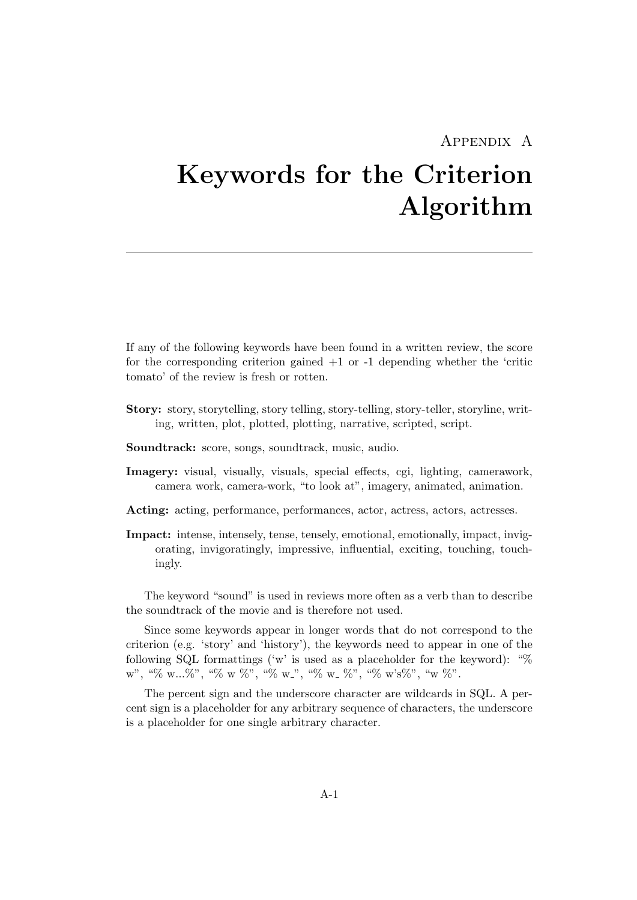# Appendix A

# Keywords for the Criterion Algorithm

If any of the following keywords have been found in a written review, the score for the corresponding criterion gained +1 or -1 depending whether the 'critic tomato' of the review is fresh or rotten.

**Story:** story, storytelling, story telling, story-telling, story-teller, storyline, writing, written, plot, plotted, plotting, narrative, scripted, script.

**Soundtrack:** score, songs, soundtrack, music, audio.

**Imagery:** visual, visually, visuals, special effects, cgi, lighting, camerawork, camera work, camera-work, "to look at", imagery, animated, animation.

**Acting:** acting, performance, performances, actor, actress, actors, actresses.

**Impact:** intense, intensely, tense, tensely, emotional, emotionally, impact, invigorating, invigoratingly, impressive, influential, exciting, touching, touchingly.

The keyword "sound" is used in reviews more often as a verb than to describe the soundtrack of the movie and is therefore not used.

Since some keywords appear in longer words that do not correspond to the criterion (e.g. 'story' and 'history'), the keywords need to appear in one of the following SQL formattings ('w' is used as a placeholder for the keyword): "% w", "% w...%", "% w %", "% w_", "% w_ %", "% w's%", "w %".

The percent sign and the underscore character are wildcards in SQL. A percent sign is a placeholder for any arbitrary sequence of characters, the underscore is a placeholder for one single arbitrary character.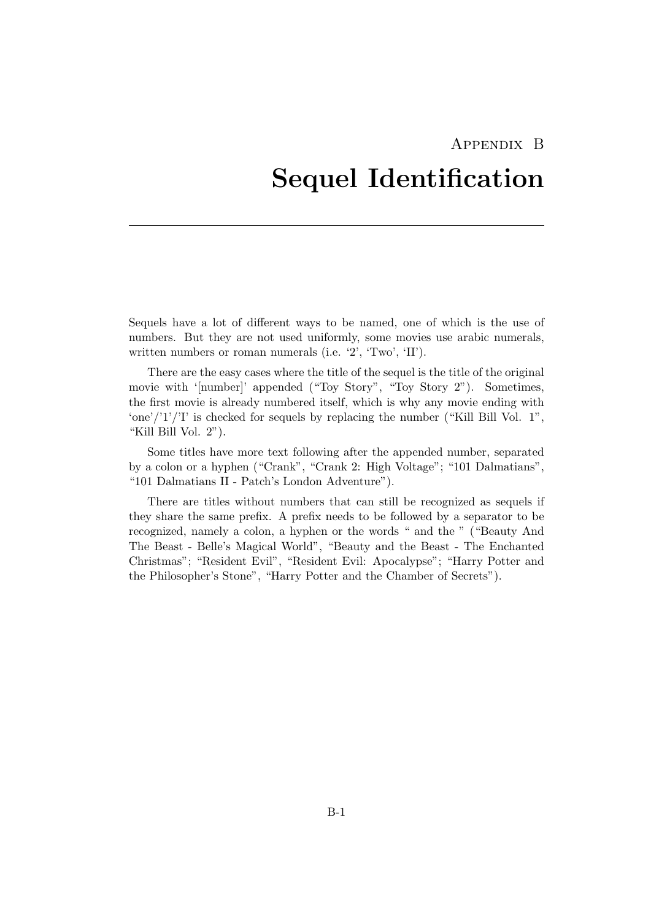# Appendix B

# Sequel Identification

Sequels have a lot of different ways to be named, one of which is the use of numbers. But they are not used uniformly, some movies use arabic numerals, written numbers or roman numerals (i.e. '2', 'Two', 'II').

There are the easy cases where the title of the sequel is the title of the original movie with '[number]' appended ("Toy Story", "Toy Story 2"). Sometimes, the first movie is already numbered itself, which is why any movie ending with 'one'/'1'/'I' is checked for sequels by replacing the number ("Kill Bill Vol. 1", "Kill Bill Vol. 2").

Some titles have more text following after the appended number, separated by a colon or a hyphen ("Crank", "Crank 2: High Voltage"; "101 Dalmatians", "101 Dalmatians II - Patch's London Adventure").

There are titles without numbers that can still be recognized as sequels if they share the same prefix. A prefix needs to be followed by a separator to be recognized, namely a colon, a hyphen or the words " and the " ("Beauty And The Beast - Belle's Magical World", "Beauty and the Beast - The Enchanted Christmas"; "Resident Evil", "Resident Evil: Apocalypse"; "Harry Potter and the Philosopher's Stone", "Harry Potter and the Chamber of Secrets").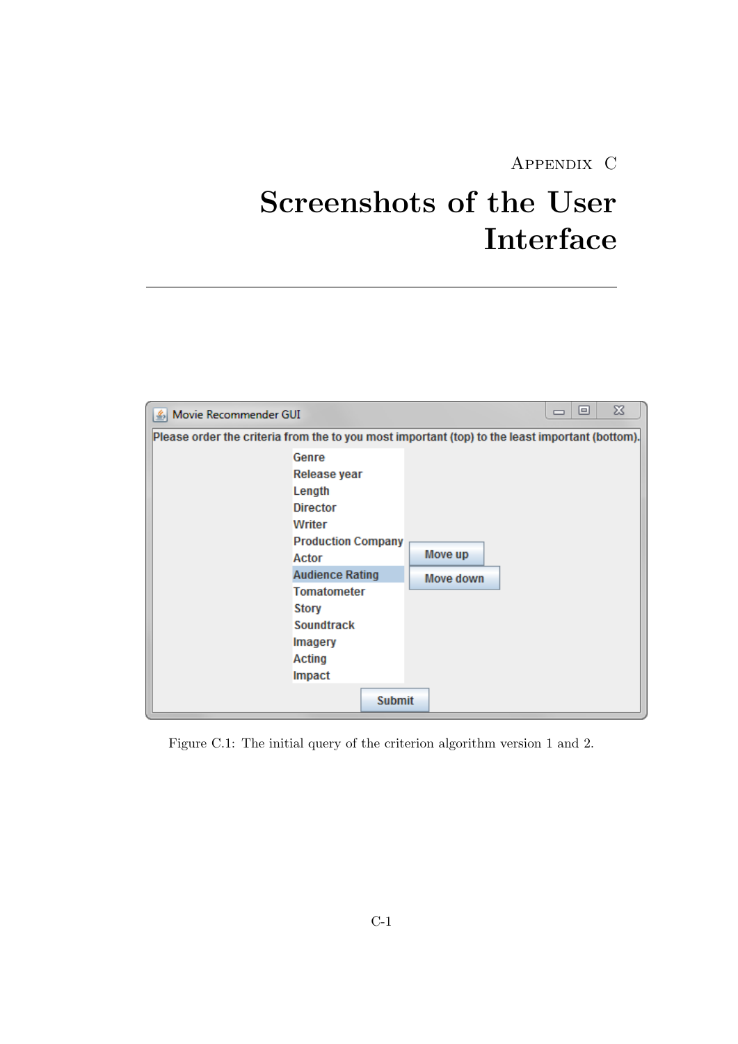Appendix C

# Screenshots of the User Interface

Figure C.1: The initial query of the criterion algorithm version 1 and 2.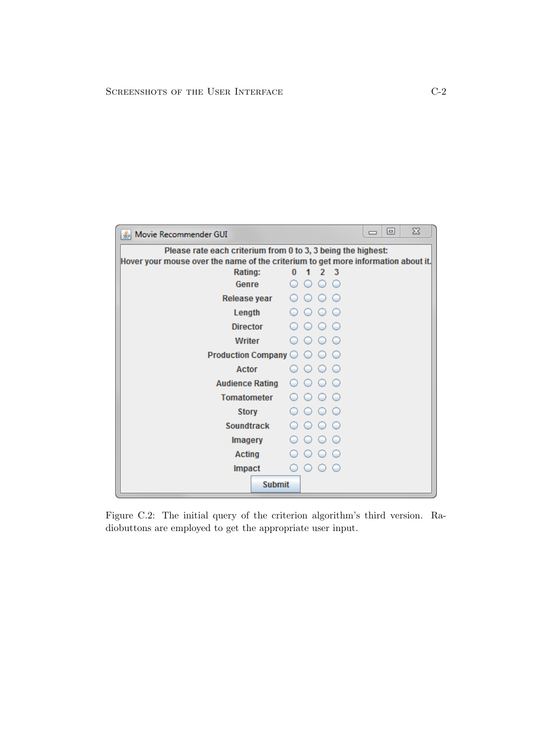Figure C.2: The initial query of the criterion algorithm's third version. Radiobuttons are employed to get the appropriate user input.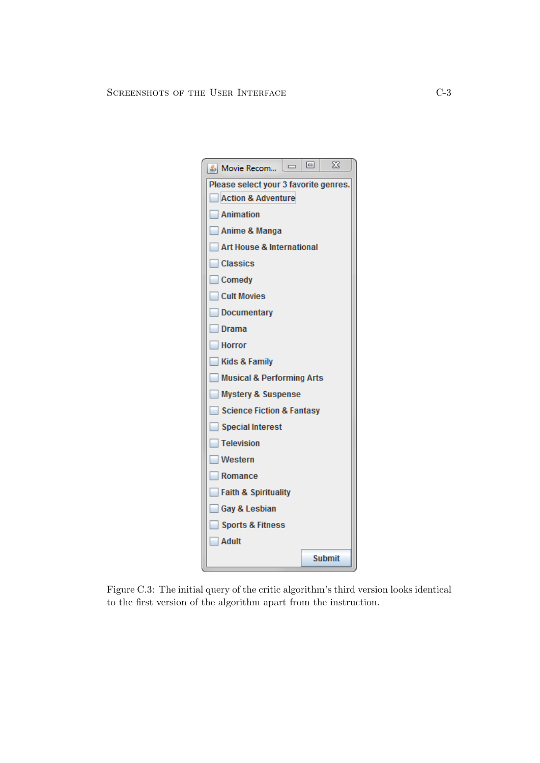Figure C.3: The initial query of the critic algorithm's third version looks identical to the first version of the algorithm apart from the instruction.